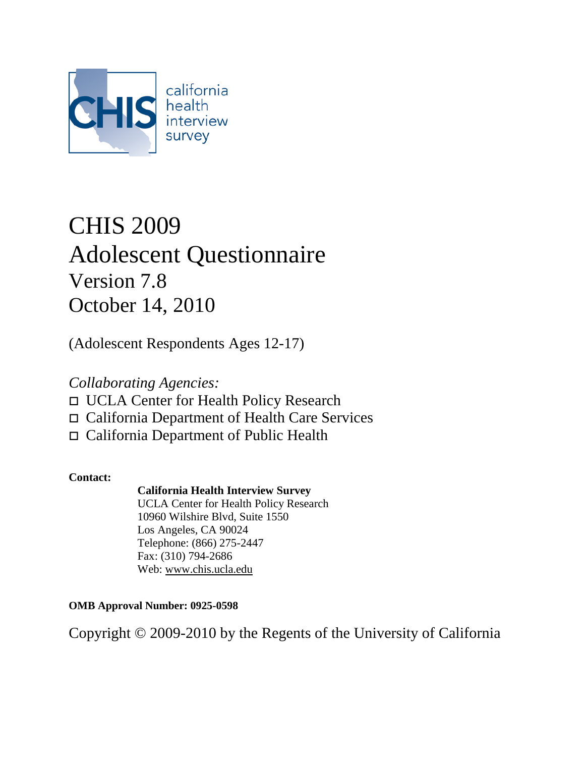california health interview survey

# CHIS 2009
# Adolescent Questionnaire
## Version 7.8
## October 14, 2010

(Adolescent Respondents Ages 12-17)

*Collaborating Agencies:*

- ◻ UCLA Center for Health Policy Research
- ◻ California Department of Health Care Services
- ◻ California Department of Public Health

**Contact:**

**California Health Interview Survey**
UCLA Center for Health Policy Research
10960 Wilshire Blvd, Suite 1550
Los Angeles, CA 90024
Telephone: (866) 275-2447
Fax: (310) 794-2686
Web: www.chis.ucla.edu

**OMB Approval Number: 0925-0598**

Copyright © 2009-2010 by the Regents of the University of California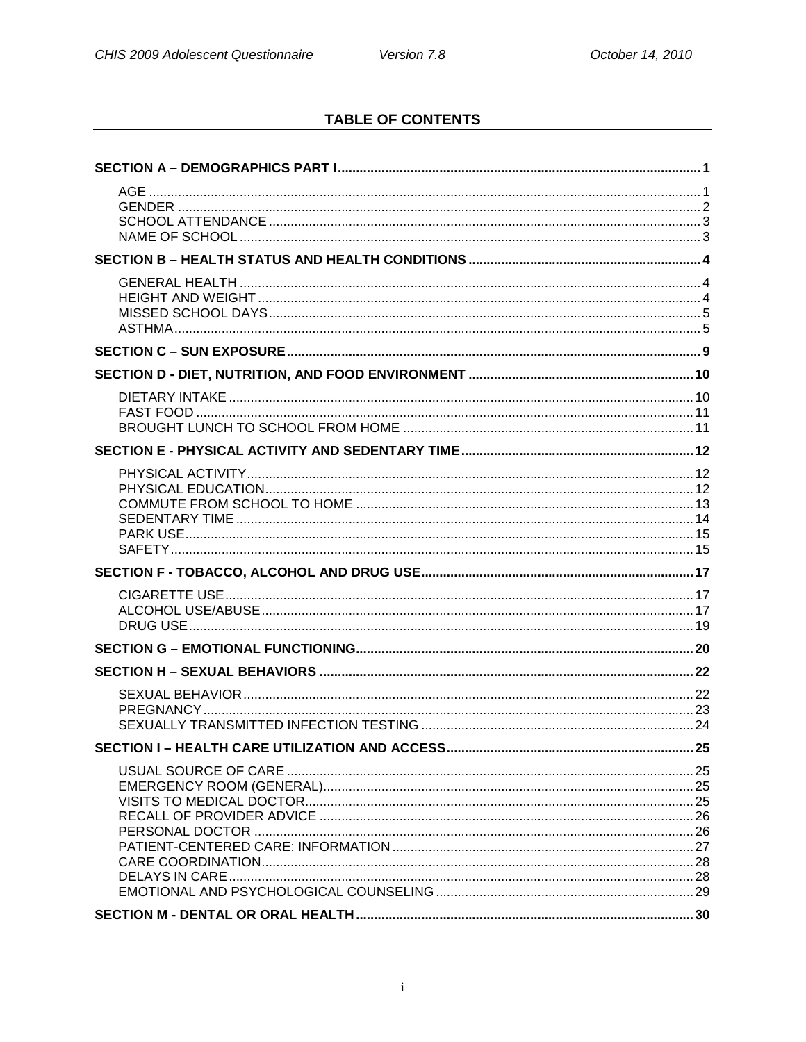## TABLE OF CONTENTS

**SECTION A – DEMOGRAPHICS PART I** .......... 1

- AGE .......... 1
- GENDER .......... 2
- SCHOOL ATTENDANCE .......... 3
- NAME OF SCHOOL .......... 3

**SECTION B – HEALTH STATUS AND HEALTH CONDITIONS** .......... 4

- GENERAL HEALTH .......... 4
- HEIGHT AND WEIGHT .......... 4
- MISSED SCHOOL DAYS .......... 5
- ASTHMA .......... 5

**SECTION C – SUN EXPOSURE** .......... 9

**SECTION D - DIET, NUTRITION, AND FOOD ENVIRONMENT** .......... 10

- DIETARY INTAKE .......... 10
- FAST FOOD .......... 11
- BROUGHT LUNCH TO SCHOOL FROM HOME .......... 11

**SECTION E - PHYSICAL ACTIVITY AND SEDENTARY TIME** .......... 12

- PHYSICAL ACTIVITY .......... 12
- PHYSICAL EDUCATION .......... 12
- COMMUTE FROM SCHOOL TO HOME .......... 13
- SEDENTARY TIME .......... 14
- PARK USE .......... 15
- SAFETY .......... 15

**SECTION F - TOBACCO, ALCOHOL AND DRUG USE** .......... 17

- CIGARETTE USE .......... 17
- ALCOHOL USE/ABUSE .......... 17
- DRUG USE .......... 19

**SECTION G – EMOTIONAL FUNCTIONING** .......... 20

**SECTION H – SEXUAL BEHAVIORS** .......... 22

- SEXUAL BEHAVIOR .......... 22
- PREGNANCY .......... 23
- SEXUALLY TRANSMITTED INFECTION TESTING .......... 24

**SECTION I – HEALTH CARE UTILIZATION AND ACCESS** .......... 25

- USUAL SOURCE OF CARE .......... 25
- EMERGENCY ROOM (GENERAL) .......... 25
- VISITS TO MEDICAL DOCTOR .......... 25
- RECALL OF PROVIDER ADVICE .......... 26
- PERSONAL DOCTOR .......... 26
- PATIENT-CENTERED CARE: INFORMATION .......... 27
- CARE COORDINATION .......... 28
- DELAYS IN CARE .......... 28
- EMOTIONAL AND PSYCHOLOGICAL COUNSELING .......... 29

**SECTION M - DENTAL OR ORAL HEALTH** .......... 30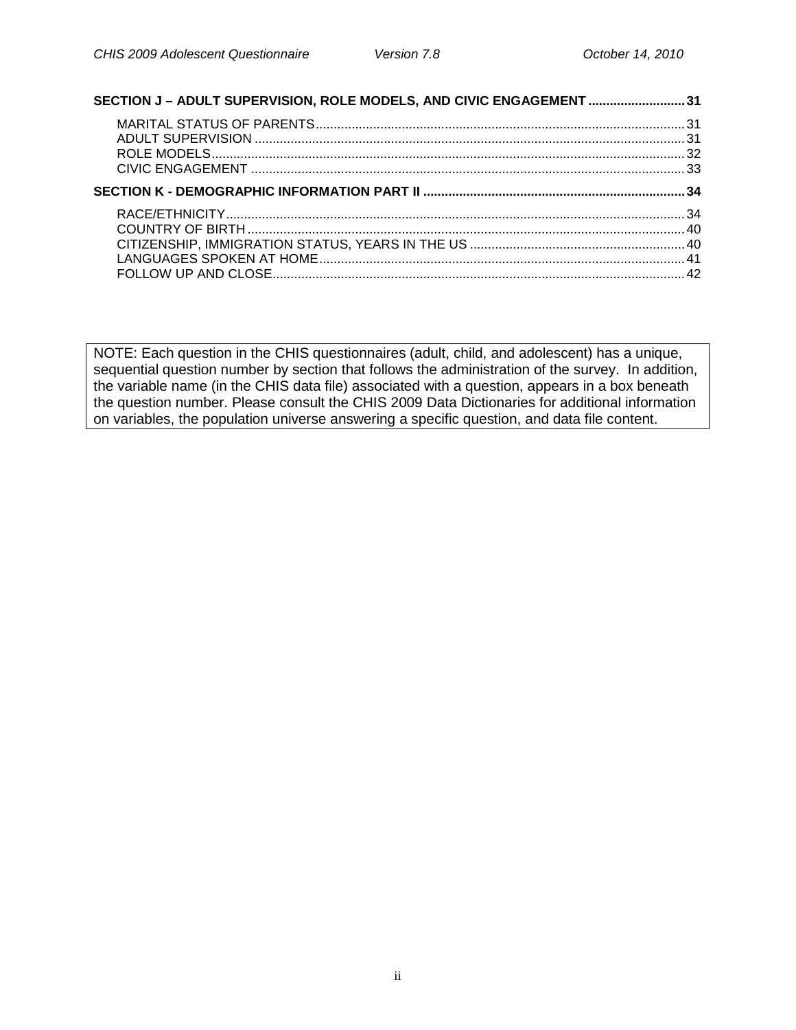**SECTION J – ADULT SUPERVISION, ROLE MODELS, AND CIVIC ENGAGEMENT ........................... 31**

- MARITAL STATUS OF PARENTS ........................................................................................ 31
- ADULT SUPERVISION ........................................................................................................ 31
- ROLE MODELS ................................................................................................................... 32
- CIVIC ENGAGEMENT ......................................................................................................... 33

**SECTION K - DEMOGRAPHIC INFORMATION PART II ........................................................................ 34**

- RACE/ETHNICITY ................................................................................................................ 34
- COUNTRY OF BIRTH .......................................................................................................... 40
- CITIZENSHIP, IMMIGRATION STATUS, YEARS IN THE US ............................................................ 40
- LANGUAGES SPOKEN AT HOME ........................................................................................ 41
- FOLLOW UP AND CLOSE ................................................................................................... 42

NOTE: Each question in the CHIS questionnaires (adult, child, and adolescent) has a unique, sequential question number by section that follows the administration of the survey. In addition, the variable name (in the CHIS data file) associated with a question, appears in a box beneath the question number. Please consult the CHIS 2009 Data Dictionaries for additional information on variables, the population universe answering a specific question, and data file content.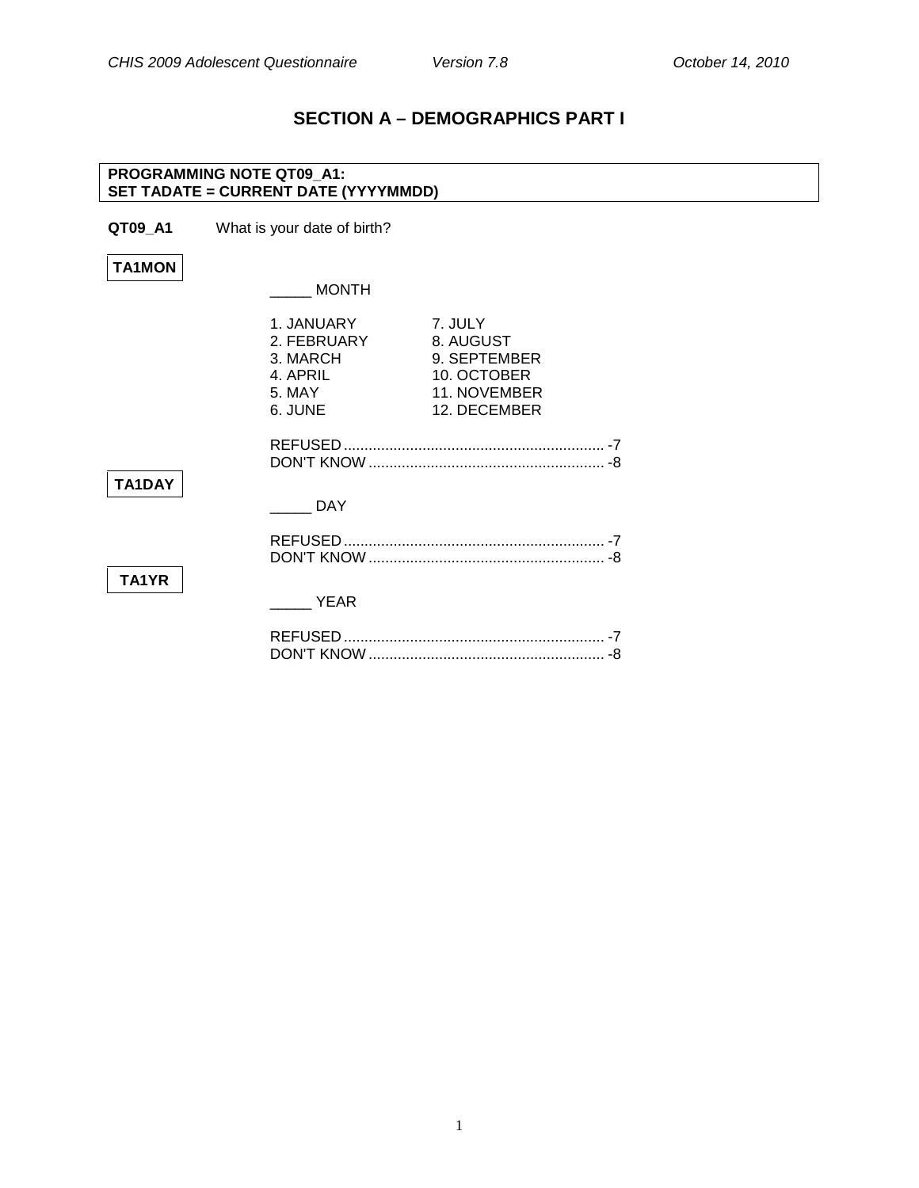## SECTION A – DEMOGRAPHICS PART I

**PROGRAMMING NOTE QT09_A1:**
**SET TADATE = CURRENT DATE (YYYYMMDD)**

**QT09_A1** What is your date of birth?

**TA1MON**

_____ MONTH

| | |
|---|---|
| 1. JANUARY | 7. JULY |
| 2. FEBRUARY | 8. AUGUST |
| 3. MARCH | 9. SEPTEMBER |
| 4. APRIL | 10. OCTOBER |
| 5. MAY | 11. NOVEMBER |
| 6. JUNE | 12. DECEMBER |

REFUSED ............................................................... -7
DON'T KNOW ......................................................... -8

**TA1DAY**

_____ DAY

REFUSED ............................................................... -7
DON'T KNOW ......................................................... -8

**TA1YR**

_____ YEAR

REFUSED ............................................................... -7
DON'T KNOW ......................................................... -8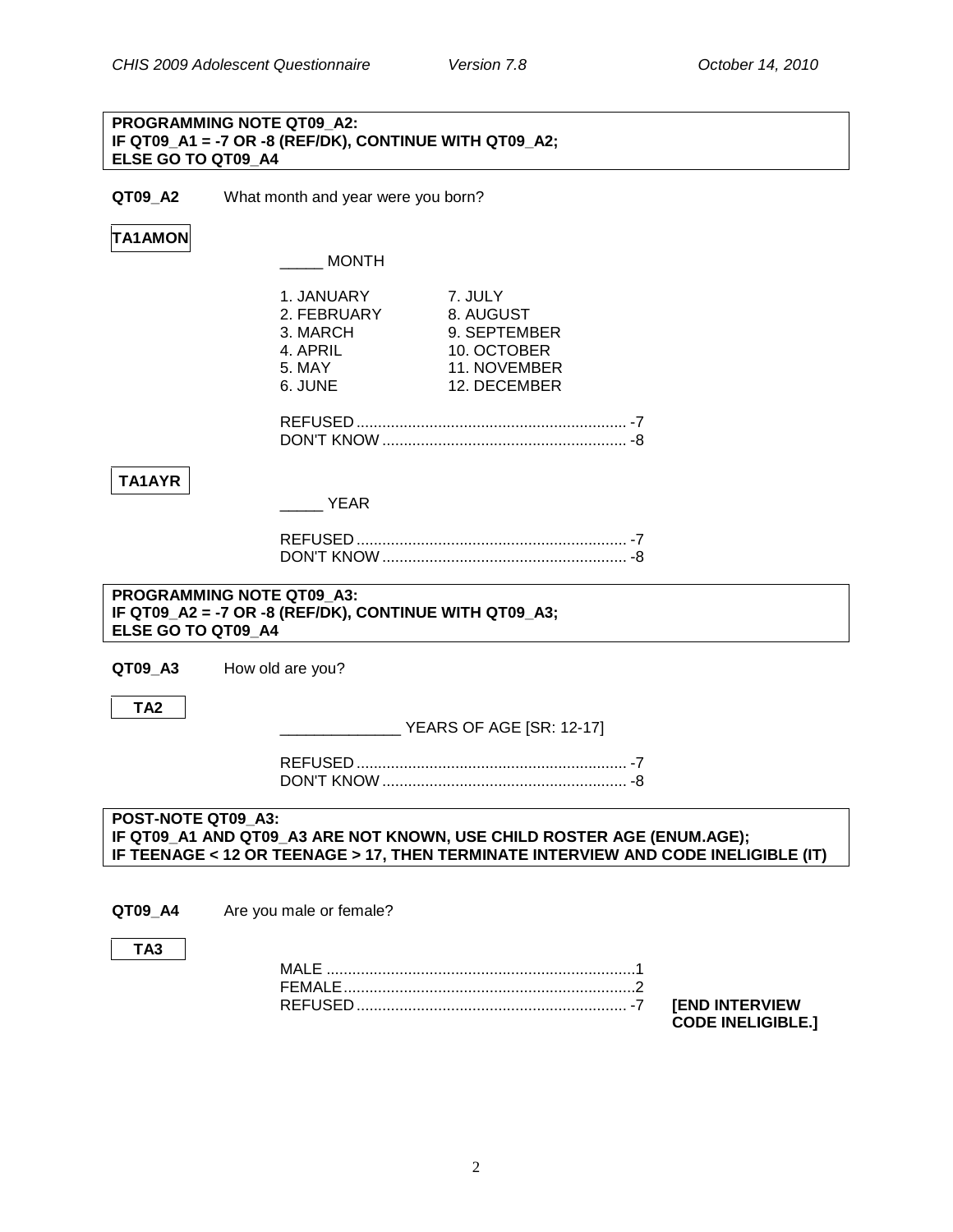**PROGRAMMING NOTE QT09_A2:**
**IF QT09_A1 = -7 OR -8 (REF/DK), CONTINUE WITH QT09_A2;**
**ELSE GO TO QT09_A4**

**QT09_A2** What month and year were you born?

**TA1AMON**

_____ MONTH

| | |
|---|---|
| 1. JANUARY | 7. JULY |
| 2. FEBRUARY | 8. AUGUST |
| 3. MARCH | 9. SEPTEMBER |
| 4. APRIL | 10. OCTOBER |
| 5. MAY | 11. NOVEMBER |
| 6. JUNE | 12. DECEMBER |

REFUSED ............................................................... -7
DON'T KNOW ......................................................... -8

**TA1AYR**

_____ YEAR

REFUSED ............................................................... -7
DON'T KNOW ......................................................... -8

**PROGRAMMING NOTE QT09_A3:**
**IF QT09_A2 = -7 OR -8 (REF/DK), CONTINUE WITH QT09_A3;**
**ELSE GO TO QT09_A4**

**QT09_A3** How old are you?

**TA2**

______________ YEARS OF AGE [SR: 12-17]

REFUSED ............................................................... -7
DON'T KNOW ......................................................... -8

**POST-NOTE QT09_A3:**
**IF QT09_A1 AND QT09_A3 ARE NOT KNOWN, USE CHILD ROSTER AGE (ENUM.AGE);**
**IF TEENAGE < 12 OR TEENAGE > 17, THEN TERMINATE INTERVIEW AND CODE INELIGIBLE (IT)**

**QT09_A4** Are you male or female?

**TA3**

MALE ........................................................................1
FEMALE....................................................................2
REFUSED ............................................................... -7 **[END INTERVIEW CODE INELIGIBLE.]**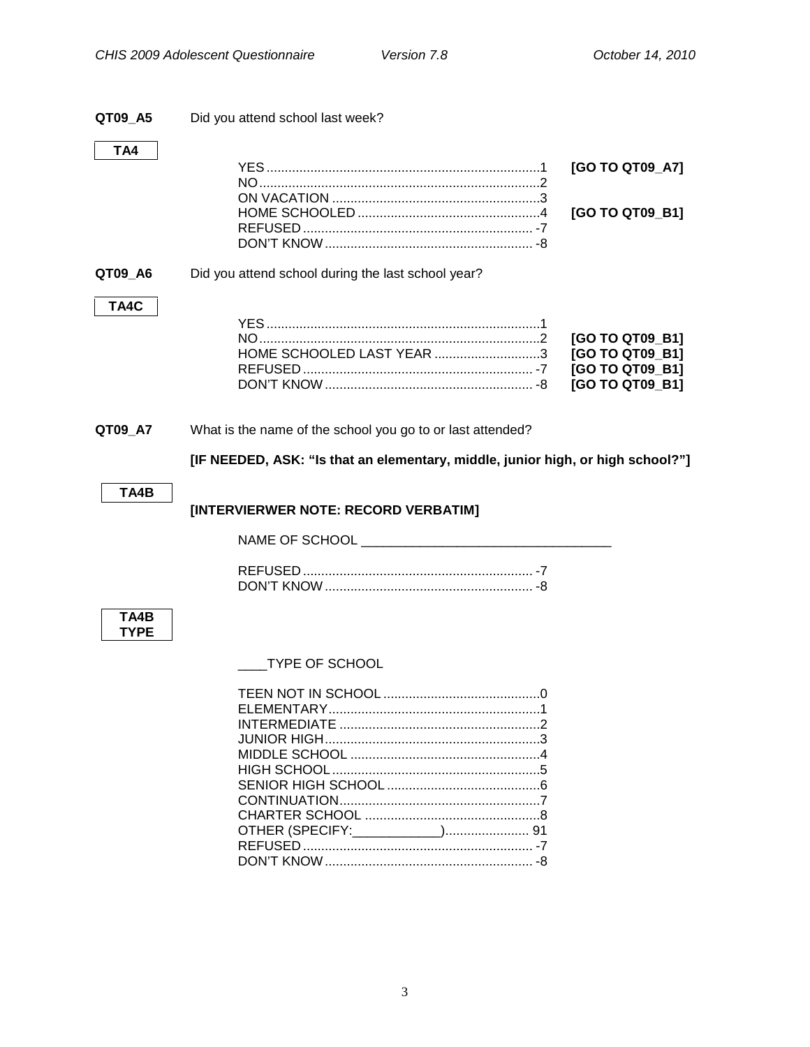**QT09_A5** Did you attend school last week?

**TA4**

| | | |
|---|---|---|
| YES | 1 | **[GO TO QT09_A7]** |
| NO | 2 | |
| ON VACATION | 3 | |
| HOME SCHOOLED | 4 | **[GO TO QT09_B1]** |
| REFUSED | -7 | |
| DON'T KNOW | -8 | |

**QT09_A6** Did you attend school during the last school year?

**TA4C**

| | | |
|---|---|---|
| YES | 1 | |
| NO | 2 | **[GO TO QT09_B1]** |
| HOME SCHOOLED LAST YEAR | 3 | **[GO TO QT09_B1]** |
| REFUSED | -7 | **[GO TO QT09_B1]** |
| DON'T KNOW | -8 | **[GO TO QT09_B1]** |

**QT09_A7** What is the name of the school you go to or last attended?

**[IF NEEDED, ASK: "Is that an elementary, middle, junior high, or high school?"]**

**TA4B**

**[INTERVIERWER NOTE: RECORD VERBATIM]**

NAME OF SCHOOL ___________________________________

| | |
|---|---|
| REFUSED | -7 |
| DON'T KNOW | -8 |

**TA4B TYPE**

____TYPE OF SCHOOL

| | |
|---|---|
| TEEN NOT IN SCHOOL | 0 |
| ELEMENTARY | 1 |
| INTERMEDIATE | 2 |
| JUNIOR HIGH | 3 |
| MIDDLE SCHOOL | 4 |
| HIGH SCHOOL | 5 |
| SENIOR HIGH SCHOOL | 6 |
| CONTINUATION | 7 |
| CHARTER SCHOOL | 8 |
| OTHER (SPECIFY:____________) | 91 |
| REFUSED | -7 |
| DON'T KNOW | -8 |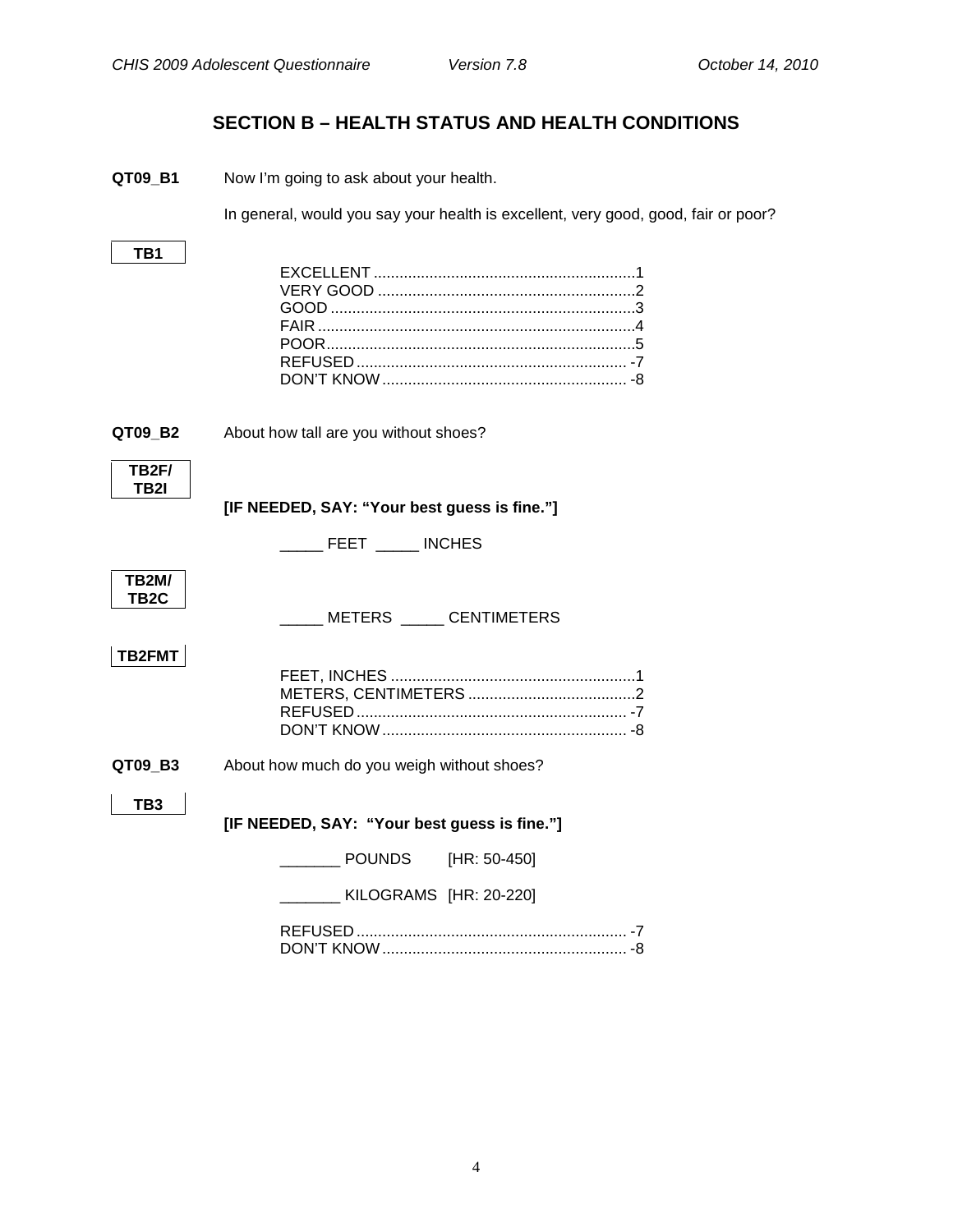## SECTION B – HEALTH STATUS AND HEALTH CONDITIONS

**QT09_B1** Now I'm going to ask about your health.

In general, would you say your health is excellent, very good, good, fair or poor?

**TB1**

EXCELLENT ............................................................1
VERY GOOD ...........................................................2
GOOD .....................................................................3
FAIR .......................................................................4
POOR......................................................................5
REFUSED .............................................................. -7
DON'T KNOW ........................................................ -8

**QT09_B2** About how tall are you without shoes?

**TB2F/ TB2I**

**[IF NEEDED, SAY: "Your best guess is fine."]**

_____ FEET _____ INCHES

**TB2M/ TB2C**

_____ METERS _____ CENTIMETERS

**TB2FMT**

FEET, INCHES ........................................................1
METERS, CENTIMETERS .......................................2
REFUSED .............................................................. -7
DON'T KNOW ........................................................ -8

**QT09_B3** About how much do you weigh without shoes?

**TB3**

**[IF NEEDED, SAY: "Your best guess is fine."]**

_______ POUNDS [HR: 50-450]

_______ KILOGRAMS [HR: 20-220]

REFUSED .............................................................. -7
DON'T KNOW ........................................................ -8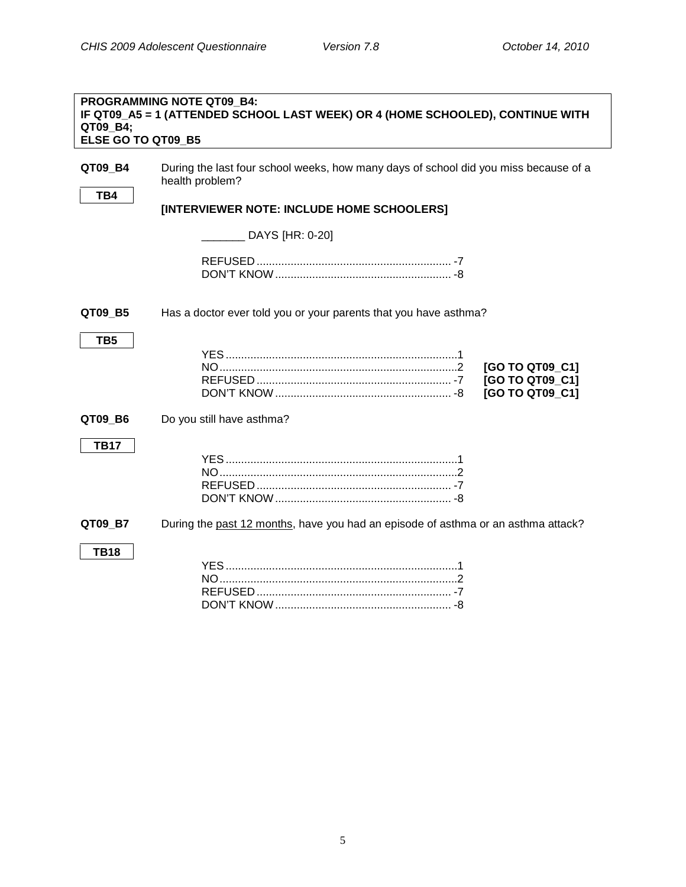**PROGRAMMING NOTE QT09_B4:**
**IF QT09_A5 = 1 (ATTENDED SCHOOL LAST WEEK) OR 4 (HOME SCHOOLED), CONTINUE WITH QT09_B4;**
**ELSE GO TO QT09_B5**

**QT09_B4** During the last four school weeks, how many days of school did you miss because of a health problem?

**TB4**

**[INTERVIEWER NOTE: INCLUDE HOME SCHOOLERS]**

_______ DAYS [HR: 0-20]

REFUSED ............................................................... -7
DON'T KNOW ......................................................... -8

**QT09_B5** Has a doctor ever told you or your parents that you have asthma?

**TB5**

YES ..........................................................................1
NO............................................................................2 **[GO TO QT09_C1]**
REFUSED ............................................................... -7 **[GO TO QT09_C1]**
DON'T KNOW ......................................................... -8 **[GO TO QT09_C1]**

**QT09_B6** Do you still have asthma?

**TB17**

YES ..........................................................................1
NO............................................................................2
REFUSED ............................................................... -7
DON'T KNOW ......................................................... -8

**QT09_B7** During the past 12 months, have you had an episode of asthma or an asthma attack?

**TB18**

YES ..........................................................................1
NO............................................................................2
REFUSED ............................................................... -7
DON'T KNOW ......................................................... -8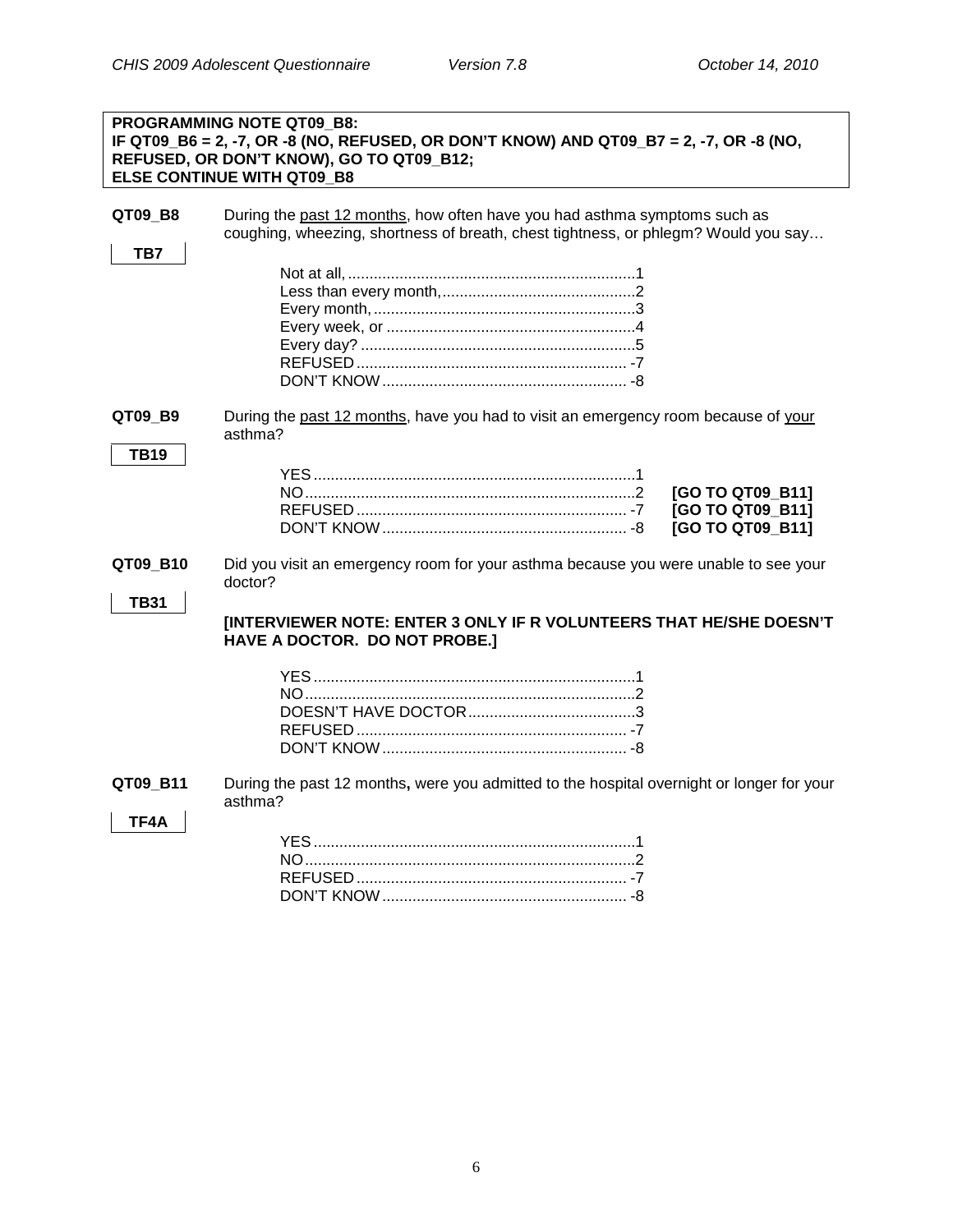**PROGRAMMING NOTE QT09_B8:**
**IF QT09_B6 = 2, -7, OR -8 (NO, REFUSED, OR DON'T KNOW) AND QT09_B7 = 2, -7, OR -8 (NO, REFUSED, OR DON'T KNOW), GO TO QT09_B12;**
**ELSE CONTINUE WITH QT09_B8**

**QT09_B8** During the past 12 months, how often have you had asthma symptoms such as coughing, wheezing, shortness of breath, chest tightness, or phlegm? Would you say…

TB7

| | |
|---|---|
| Not at all, | 1 |
| Less than every month, | 2 |
| Every month, | 3 |
| Every week, or | 4 |
| Every day? | 5 |
| REFUSED | -7 |
| DON'T KNOW | -8 |

**QT09_B9** During the past 12 months, have you had to visit an emergency room because of your asthma?

TB19

| | | |
|---|---|---|
| YES | 1 | |
| NO | 2 | **[GO TO QT09_B11]** |
| REFUSED | -7 | **[GO TO QT09_B11]** |
| DON'T KNOW | -8 | **[GO TO QT09_B11]** |

**QT09_B10** Did you visit an emergency room for your asthma because you were unable to see your doctor?

TB31

**[INTERVIEWER NOTE: ENTER 3 ONLY IF R VOLUNTEERS THAT HE/SHE DOESN'T HAVE A DOCTOR. DO NOT PROBE.]**

| | |
|---|---|
| YES | 1 |
| NO | 2 |
| DOESN'T HAVE DOCTOR | 3 |
| REFUSED | -7 |
| DON'T KNOW | -8 |

**QT09_B11** During the past 12 months**,** were you admitted to the hospital overnight or longer for your asthma?

TF4A

| | |
|---|---|
| YES | 1 |
| NO | 2 |
| REFUSED | -7 |
| DON'T KNOW | -8 |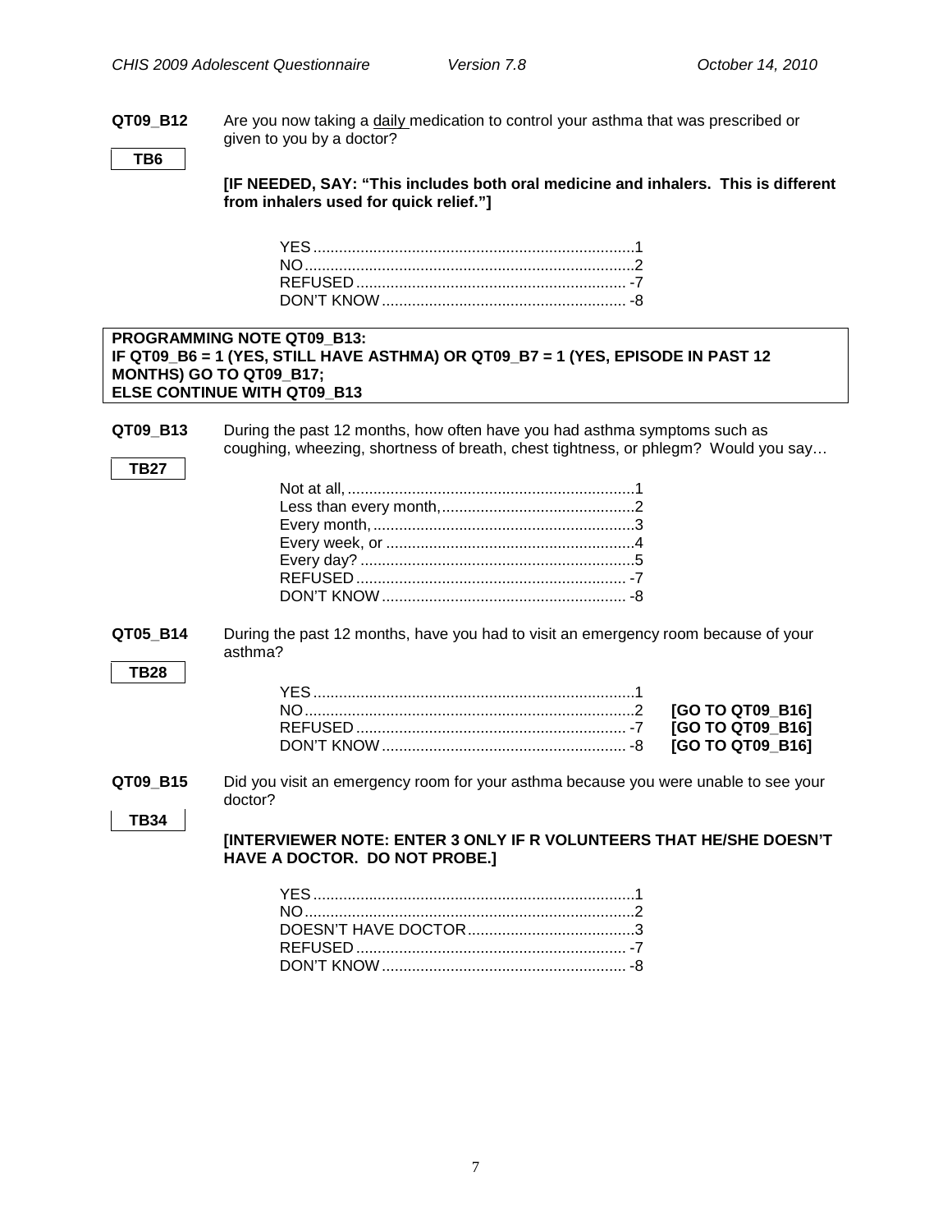**QT09_B12** Are you now taking a daily medication to control your asthma that was prescribed or given to you by a doctor?

**TB6**

**[IF NEEDED, SAY: "This includes both oral medicine and inhalers. This is different from inhalers used for quick relief."]**

YES .......................................................................... 1
NO ............................................................................ 2
REFUSED ............................................................... -7
DON'T KNOW ......................................................... -8

**PROGRAMMING NOTE QT09_B13:**
**IF QT09_B6 = 1 (YES, STILL HAVE ASTHMA) OR QT09_B7 = 1 (YES, EPISODE IN PAST 12 MONTHS) GO TO QT09_B17;**
**ELSE CONTINUE WITH QT09_B13**

**QT09_B13** During the past 12 months, how often have you had asthma symptoms such as coughing, wheezing, shortness of breath, chest tightness, or phlegm? Would you say…

**TB27**

Not at all, .................................................................. 1
Less than every month, ............................................. 2
Every month, ............................................................. 3
Every week, or .......................................................... 4
Every day? ................................................................ 5
REFUSED ............................................................... -7
DON'T KNOW ......................................................... -8

**QT05_B14** During the past 12 months, have you had to visit an emergency room because of your asthma?

**TB28**

YES .......................................................................... 1
NO ............................................................................ 2 **[GO TO QT09_B16]**
REFUSED ............................................................... -7 **[GO TO QT09_B16]**
DON'T KNOW ......................................................... -8 **[GO TO QT09_B16]**

**QT09_B15** Did you visit an emergency room for your asthma because you were unable to see your doctor?

**TB34**

**[INTERVIEWER NOTE: ENTER 3 ONLY IF R VOLUNTEERS THAT HE/SHE DOESN'T HAVE A DOCTOR. DO NOT PROBE.]**

YES .......................................................................... 1
NO ............................................................................ 2
DOESN'T HAVE DOCTOR ....................................... 3
REFUSED ............................................................... -7
DON'T KNOW ......................................................... -8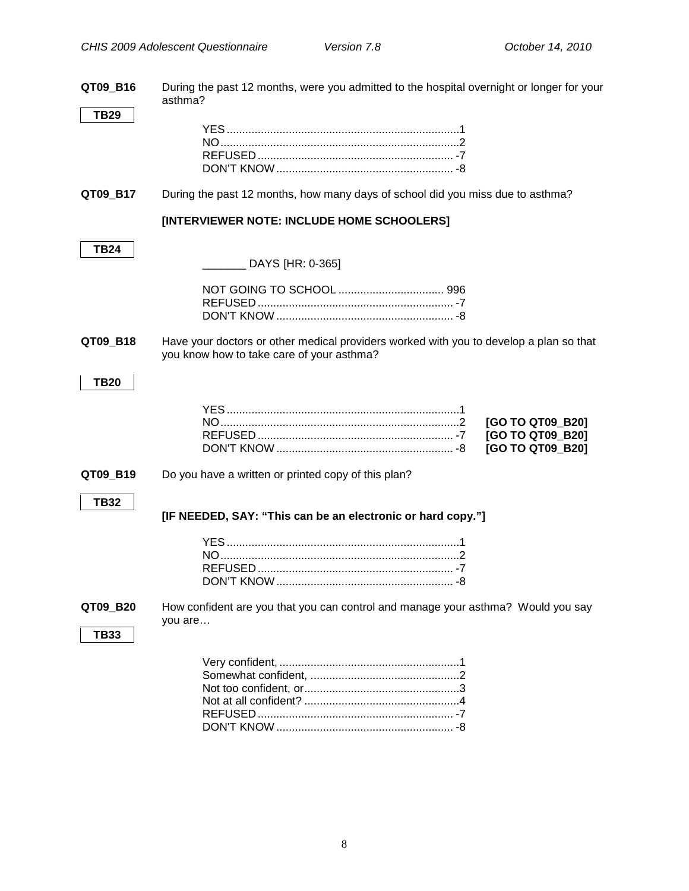**QT09_B16** During the past 12 months, were you admitted to the hospital overnight or longer for your asthma?

**TB29**

| | | |
|---|---|---|
| YES | 1 | |
| NO | 2 | |
| REFUSED | -7 | |
| DON'T KNOW | -8 | |

**QT09_B17** During the past 12 months, how many days of school did you miss due to asthma?

**[INTERVIEWER NOTE: INCLUDE HOME SCHOOLERS]**

**TB24**

_______ DAYS [HR: 0-365]

| | | |
|---|---|---|
| NOT GOING TO SCHOOL | 996 | |
| REFUSED | -7 | |
| DON'T KNOW | -8 | |

**QT09_B18** Have your doctors or other medical providers worked with you to develop a plan so that you know how to take care of your asthma?

**TB20**

| | | |
|---|---|---|
| YES | 1 | |
| NO | 2 | **[GO TO QT09_B20]** |
| REFUSED | -7 | **[GO TO QT09_B20]** |
| DON'T KNOW | -8 | **[GO TO QT09_B20]** |

**QT09_B19** Do you have a written or printed copy of this plan?

**TB32**

**[IF NEEDED, SAY: "This can be an electronic or hard copy."]**

| | | |
|---|---|---|
| YES | 1 | |
| NO | 2 | |
| REFUSED | -7 | |
| DON'T KNOW | -8 | |

**QT09_B20** How confident are you that you can control and manage your asthma? Would you say you are…

**TB33**

| | | |
|---|---|---|
| Very confident, | 1 | |
| Somewhat confident, | 2 | |
| Not too confident, or | 3 | |
| Not at all confident? | 4 | |
| REFUSED | -7 | |
| DON'T KNOW | -8 | |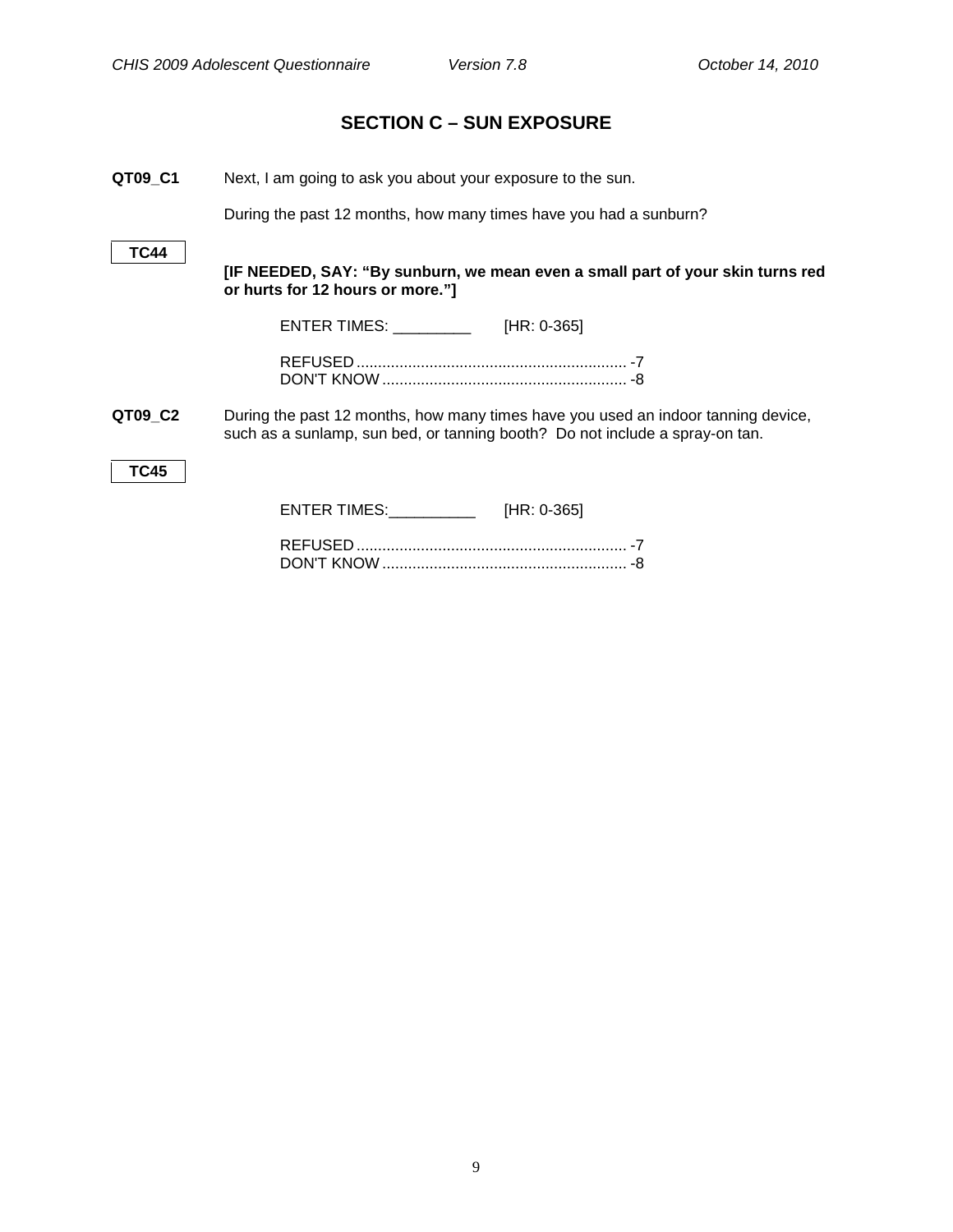## SECTION C – SUN EXPOSURE

**QT09_C1** Next, I am going to ask you about your exposure to the sun.

During the past 12 months, how many times have you had a sunburn?

**TC44**

**[IF NEEDED, SAY: "By sunburn, we mean even a small part of your skin turns red or hurts for 12 hours or more."]**

ENTER TIMES: _________ [HR: 0-365]

REFUSED ............................................................... -7
DON'T KNOW ......................................................... -8

**QT09_C2** During the past 12 months, how many times have you used an indoor tanning device, such as a sunlamp, sun bed, or tanning booth? Do not include a spray-on tan.

**TC45**

ENTER TIMES:__________ [HR: 0-365]

REFUSED ............................................................... -7
DON'T KNOW ......................................................... -8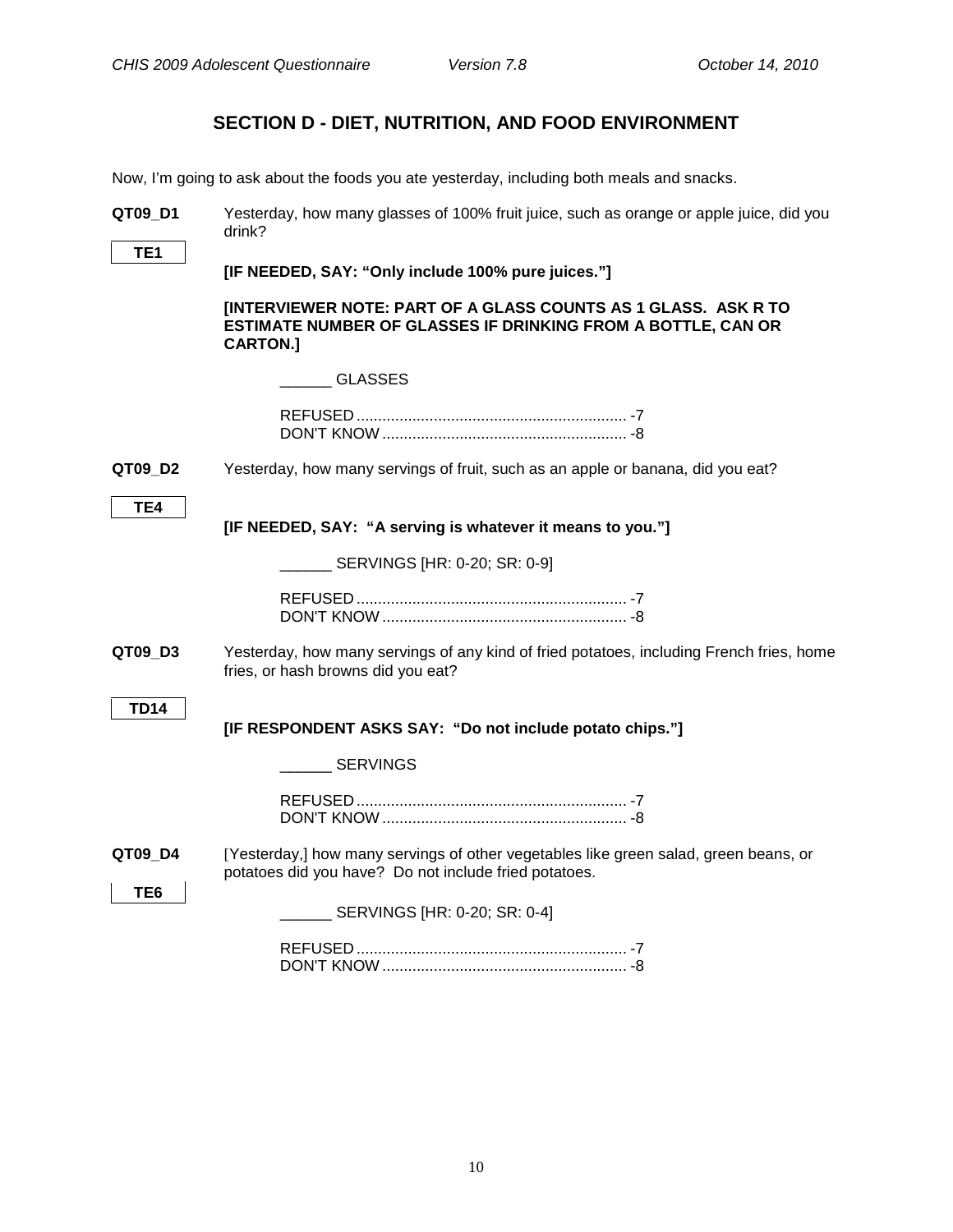## SECTION D - DIET, NUTRITION, AND FOOD ENVIRONMENT

Now, I'm going to ask about the foods you ate yesterday, including both meals and snacks.

**QT09_D1** Yesterday, how many glasses of 100% fruit juice, such as orange or apple juice, did you drink?

**TE1**

**[IF NEEDED, SAY: "Only include 100% pure juices."]**

**[INTERVIEWER NOTE: PART OF A GLASS COUNTS AS 1 GLASS. ASK R TO ESTIMATE NUMBER OF GLASSES IF DRINKING FROM A BOTTLE, CAN OR CARTON.]**

______ GLASSES

REFUSED ............................................................... -7
DON'T KNOW ......................................................... -8

**QT09_D2** Yesterday, how many servings of fruit, such as an apple or banana, did you eat?

**TE4**

**[IF NEEDED, SAY: "A serving is whatever it means to you."]**

______ SERVINGS [HR: 0-20; SR: 0-9]

REFUSED ............................................................... -7
DON'T KNOW ......................................................... -8

**QT09_D3** Yesterday, how many servings of any kind of fried potatoes, including French fries, home fries, or hash browns did you eat?

**TD14**

**[IF RESPONDENT ASKS SAY: "Do not include potato chips."]**

______ SERVINGS

REFUSED ............................................................... -7
DON'T KNOW ......................................................... -8

**QT09_D4** [Yesterday,] how many servings of other vegetables like green salad, green beans, or potatoes did you have? Do not include fried potatoes.

**TE6**

______ SERVINGS [HR: 0-20; SR: 0-4]

REFUSED ............................................................... -7
DON'T KNOW ......................................................... -8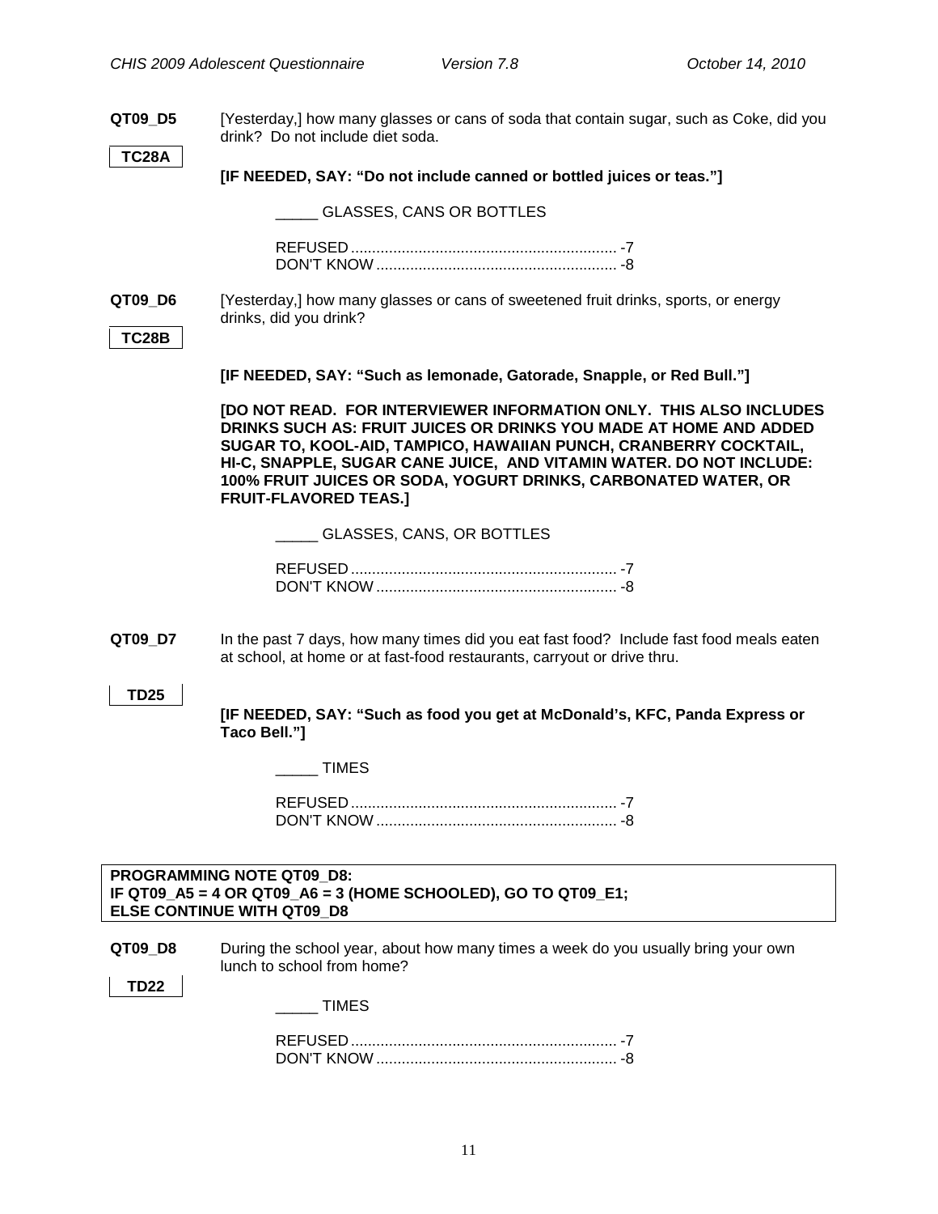**QT09_D5** [Yesterday,] how many glasses or cans of soda that contain sugar, such as Coke, did you drink? Do not include diet soda.

**TC28A**

**[IF NEEDED, SAY: "Do not include canned or bottled juices or teas."]**

_____ GLASSES, CANS OR BOTTLES

REFUSED ............................................................... -7
DON'T KNOW ......................................................... -8

**QT09_D6** [Yesterday,] how many glasses or cans of sweetened fruit drinks, sports, or energy drinks, did you drink?

**TC28B**

**[IF NEEDED, SAY: "Such as lemonade, Gatorade, Snapple, or Red Bull."]**

**[DO NOT READ. FOR INTERVIEWER INFORMATION ONLY. THIS ALSO INCLUDES DRINKS SUCH AS: FRUIT JUICES OR DRINKS YOU MADE AT HOME AND ADDED SUGAR TO, KOOL-AID, TAMPICO, HAWAIIAN PUNCH, CRANBERRY COCKTAIL, HI-C, SNAPPLE, SUGAR CANE JUICE, AND VITAMIN WATER. DO NOT INCLUDE: 100% FRUIT JUICES OR SODA, YOGURT DRINKS, CARBONATED WATER, OR FRUIT-FLAVORED TEAS.]**

_____ GLASSES, CANS, OR BOTTLES

REFUSED ............................................................... -7
DON'T KNOW ......................................................... -8

**QT09_D7** In the past 7 days, how many times did you eat fast food? Include fast food meals eaten at school, at home or at fast-food restaurants, carryout or drive thru.

**TD25**

**[IF NEEDED, SAY: "Such as food you get at McDonald's, KFC, Panda Express or Taco Bell."]**

_____ TIMES

REFUSED ............................................................... -7
DON'T KNOW ......................................................... -8

**PROGRAMMING NOTE QT09_D8:**
**IF QT09_A5 = 4 OR QT09_A6 = 3 (HOME SCHOOLED), GO TO QT09_E1;**
**ELSE CONTINUE WITH QT09_D8**

**QT09_D8** During the school year, about how many times a week do you usually bring your own lunch to school from home?

**TD22**

_____ TIMES

REFUSED ............................................................... -7
DON'T KNOW ......................................................... -8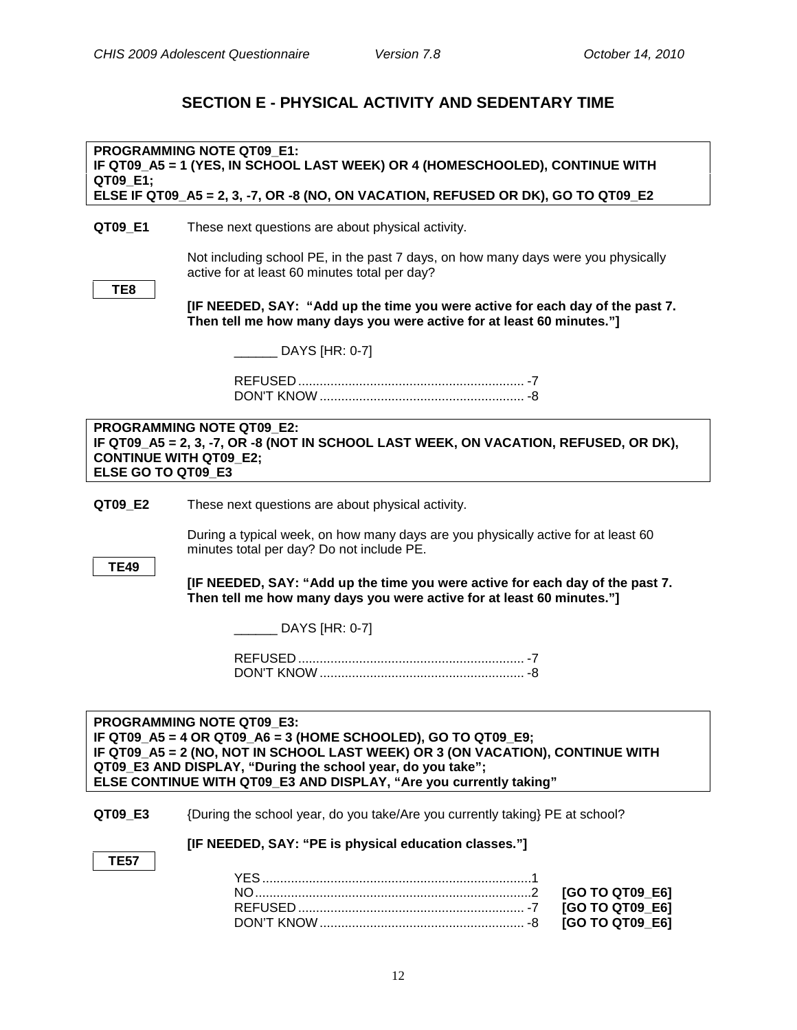## SECTION E - PHYSICAL ACTIVITY AND SEDENTARY TIME

**PROGRAMMING NOTE QT09_E1:**
**IF QT09_A5 = 1 (YES, IN SCHOOL LAST WEEK) OR 4 (HOMESCHOOLED), CONTINUE WITH QT09_E1;**
**ELSE IF QT09_A5 = 2, 3, -7, OR -8 (NO, ON VACATION, REFUSED OR DK), GO TO QT09_E2**

**QT09_E1** These next questions are about physical activity.

Not including school PE, in the past 7 days, on how many days were you physically active for at least 60 minutes total per day?

**TE8**

**[IF NEEDED, SAY: "Add up the time you were active for each day of the past 7. Then tell me how many days you were active for at least 60 minutes."]**

______ DAYS [HR: 0-7]

REFUSED ............................................................... -7
DON'T KNOW ......................................................... -8

**PROGRAMMING NOTE QT09_E2:**
**IF QT09_A5 = 2, 3, -7, OR -8 (NOT IN SCHOOL LAST WEEK, ON VACATION, REFUSED, OR DK), CONTINUE WITH QT09_E2;**
**ELSE GO TO QT09_E3**

**QT09_E2** These next questions are about physical activity.

During a typical week, on how many days are you physically active for at least 60 minutes total per day? Do not include PE.

**TE49**

**[IF NEEDED, SAY: "Add up the time you were active for each day of the past 7. Then tell me how many days you were active for at least 60 minutes."]**

______ DAYS [HR: 0-7]

REFUSED ............................................................... -7
DON'T KNOW ......................................................... -8

**PROGRAMMING NOTE QT09_E3:**
**IF QT09_A5 = 4 OR QT09_A6 = 3 (HOME SCHOOLED), GO TO QT09_E9;**
**IF QT09_A5 = 2 (NO, NOT IN SCHOOL LAST WEEK) OR 3 (ON VACATION), CONTINUE WITH QT09_E3 AND DISPLAY, "During the school year, do you take";**
**ELSE CONTINUE WITH QT09_E3 AND DISPLAY, "Are you currently taking"**

**QT09_E3** {During the school year, do you take/Are you currently taking} PE at school?

**[IF NEEDED, SAY: "PE is physical education classes."]**

**TE57**

YES ...........................................................................1
NO ............................................................................2 **[GO TO QT09_E6]**
REFUSED ............................................................... -7 **[GO TO QT09_E6]**
DON'T KNOW ......................................................... -8 **[GO TO QT09_E6]**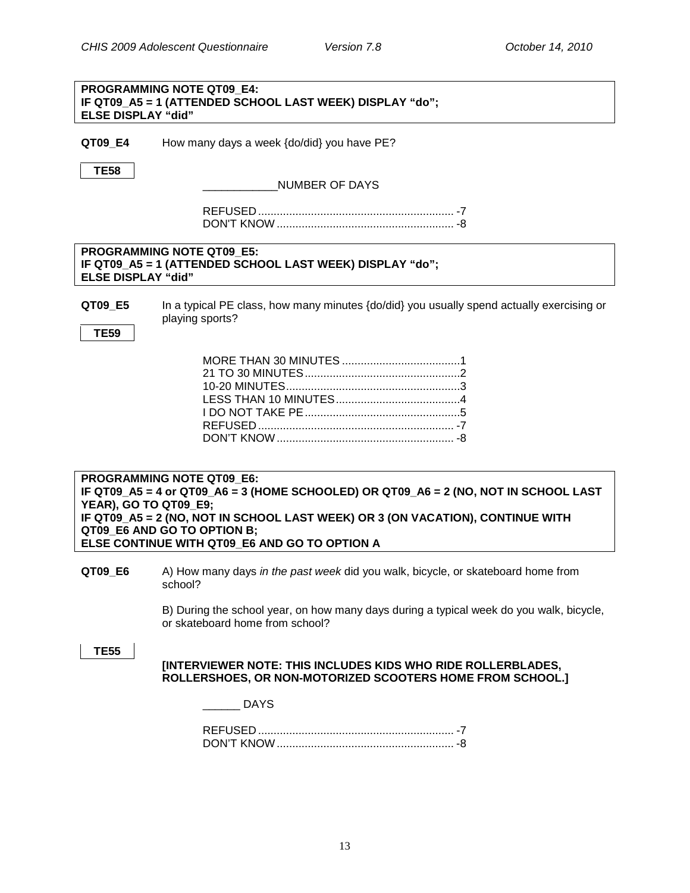**PROGRAMMING NOTE QT09_E4:**
**IF QT09_A5 = 1 (ATTENDED SCHOOL LAST WEEK) DISPLAY "do";**
**ELSE DISPLAY "did"**

**QT09_E4** How many days a week {do/did} you have PE?

**TE58**

____________NUMBER OF DAYS

REFUSED .............................................................. -7
DON'T KNOW ......................................................... -8

**PROGRAMMING NOTE QT09_E5:**
**IF QT09_A5 = 1 (ATTENDED SCHOOL LAST WEEK) DISPLAY "do";**
**ELSE DISPLAY "did"**

**QT09_E5** In a typical PE class, how many minutes {do/did} you usually spend actually exercising or playing sports?

**TE59**

MORE THAN 30 MINUTES ......................................1
21 TO 30 MINUTES ..................................................2
10-20 MINUTES........................................................3
LESS THAN 10 MINUTES........................................4
I DO NOT TAKE PE ..................................................5
REFUSED .............................................................. -7
DON'T KNOW ......................................................... -8

**PROGRAMMING NOTE QT09_E6:**
**IF QT09_A5 = 4 or QT09_A6 = 3 (HOME SCHOOLED) OR QT09_A6 = 2 (NO, NOT IN SCHOOL LAST YEAR), GO TO QT09_E9;**
**IF QT09_A5 = 2 (NO, NOT IN SCHOOL LAST WEEK) OR 3 (ON VACATION), CONTINUE WITH QT09_E6 AND GO TO OPTION B;**
**ELSE CONTINUE WITH QT09_E6 AND GO TO OPTION A**

**QT09_E6** A) How many days *in the past week* did you walk, bicycle, or skateboard home from school?

B) During the school year, on how many days during a typical week do you walk, bicycle, or skateboard home from school?

**TE55**

**[INTERVIEWER NOTE: THIS INCLUDES KIDS WHO RIDE ROLLERBLADES, ROLLERSHOES, OR NON-MOTORIZED SCOOTERS HOME FROM SCHOOL.]**

______ DAYS

REFUSED .............................................................. -7
DON'T KNOW ......................................................... -8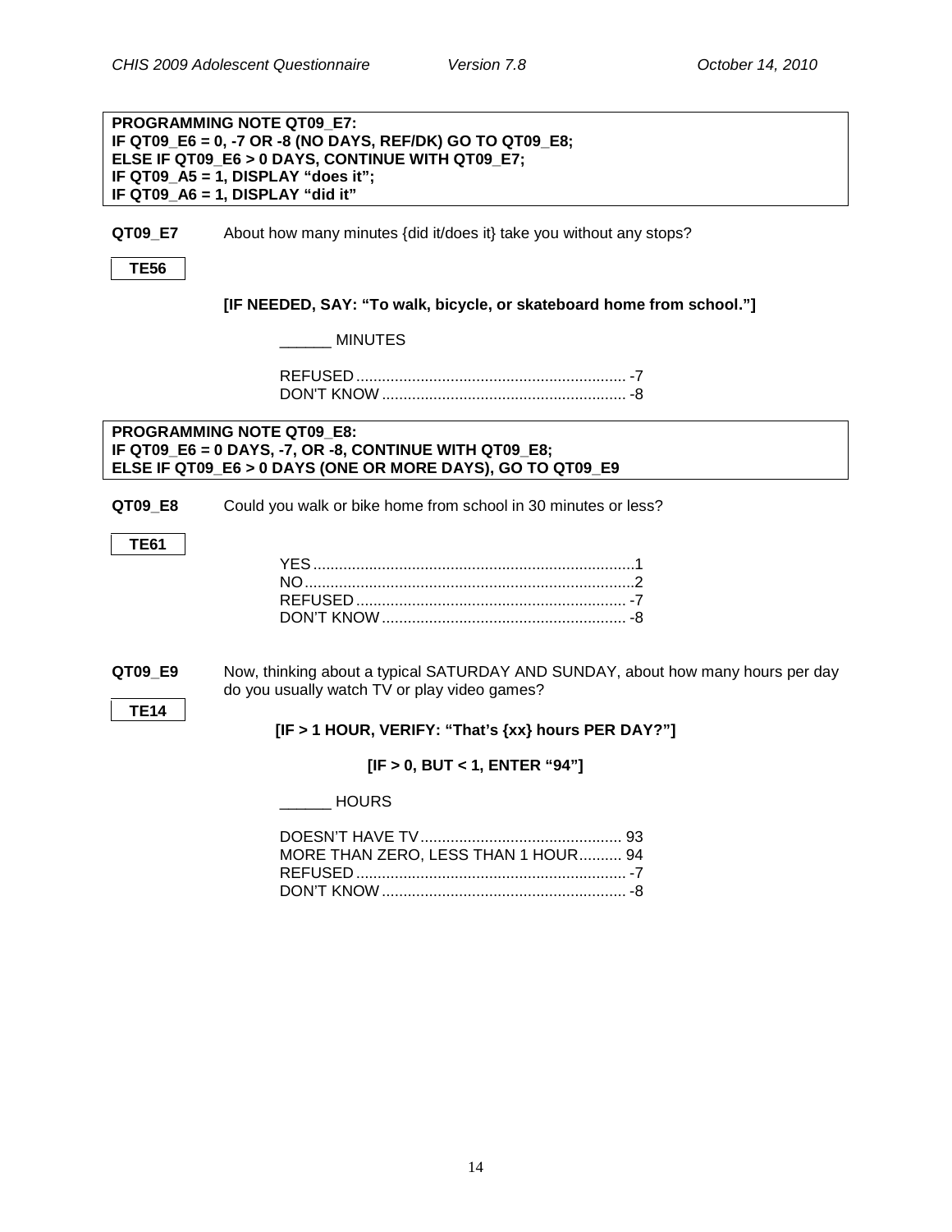**PROGRAMMING NOTE QT09_E7:**
**IF QT09_E6 = 0, -7 OR -8 (NO DAYS, REF/DK) GO TO QT09_E8;**
**ELSE IF QT09_E6 > 0 DAYS, CONTINUE WITH QT09_E7;**
**IF QT09_A5 = 1, DISPLAY "does it";**
**IF QT09_A6 = 1, DISPLAY "did it"**

**QT09_E7** About how many minutes {did it/does it} take you without any stops?

**TE56**

**[IF NEEDED, SAY: "To walk, bicycle, or skateboard home from school."]**

______ MINUTES

REFUSED ........................................................... -7
DON'T KNOW ..................................................... -8

**PROGRAMMING NOTE QT09_E8:**
**IF QT09_E6 = 0 DAYS, -7, OR -8, CONTINUE WITH QT09_E8;**
**ELSE IF QT09_E6 > 0 DAYS (ONE OR MORE DAYS), GO TO QT09_E9**

**QT09_E8** Could you walk or bike home from school in 30 minutes or less?

**TE61**

YES ..................................................................... 1
NO ...................................................................... 2
REFUSED ........................................................... -7
DON'T KNOW ..................................................... -8

**QT09_E9** Now, thinking about a typical SATURDAY AND SUNDAY, about how many hours per day do you usually watch TV or play video games?

**TE14**

**[IF > 1 HOUR, VERIFY: "That's {xx} hours PER DAY?"]**

**[IF > 0, BUT < 1, ENTER "94"]**

______ HOURS

DOESN'T HAVE TV ............................................ 93
MORE THAN ZERO, LESS THAN 1 HOUR .......... 94
REFUSED ........................................................... -7
DON'T KNOW ..................................................... -8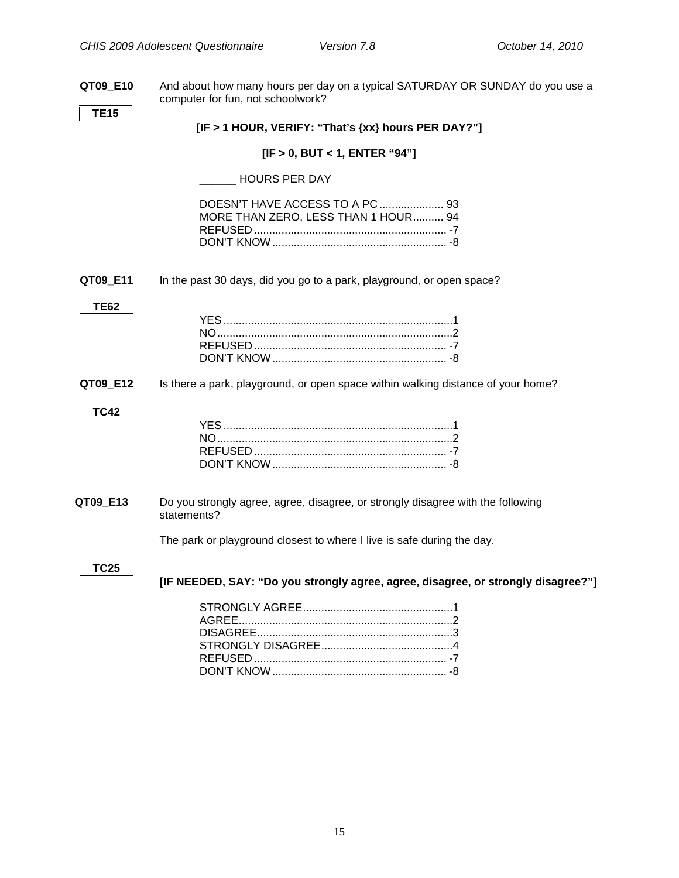**QT09_E10** And about how many hours per day on a typical SATURDAY OR SUNDAY do you use a computer for fun, not schoolwork?

**TE15**

**[IF > 1 HOUR, VERIFY: “That’s {xx} hours PER DAY?”]**

**[IF > 0, BUT < 1, ENTER “94”]**

______ HOURS PER DAY

DOESN’T HAVE ACCESS TO A PC ..................... 93
MORE THAN ZERO, LESS THAN 1 HOUR.......... 94
REFUSED ............................................................... -7
DON’T KNOW ......................................................... -8

**QT09_E11** In the past 30 days, did you go to a park, playground, or open space?

**TE62**

YES ...........................................................................1
NO.............................................................................2
REFUSED ............................................................... -7
DON’T KNOW ......................................................... -8

**QT09_E12** Is there a park, playground, or open space within walking distance of your home?

**TC42**

YES ...........................................................................1
NO.............................................................................2
REFUSED ............................................................... -7
DON’T KNOW ......................................................... -8

**QT09_E13** Do you strongly agree, agree, disagree, or strongly disagree with the following statements?

The park or playground closest to where I live is safe during the day.

**TC25**

**[IF NEEDED, SAY: “Do you strongly agree, agree, disagree, or strongly disagree?”]**

STRONGLY AGREE.................................................1
AGREE......................................................................2
DISAGREE................................................................3
STRONGLY DISAGREE...........................................4
REFUSED ............................................................... -7
DON’T KNOW ......................................................... -8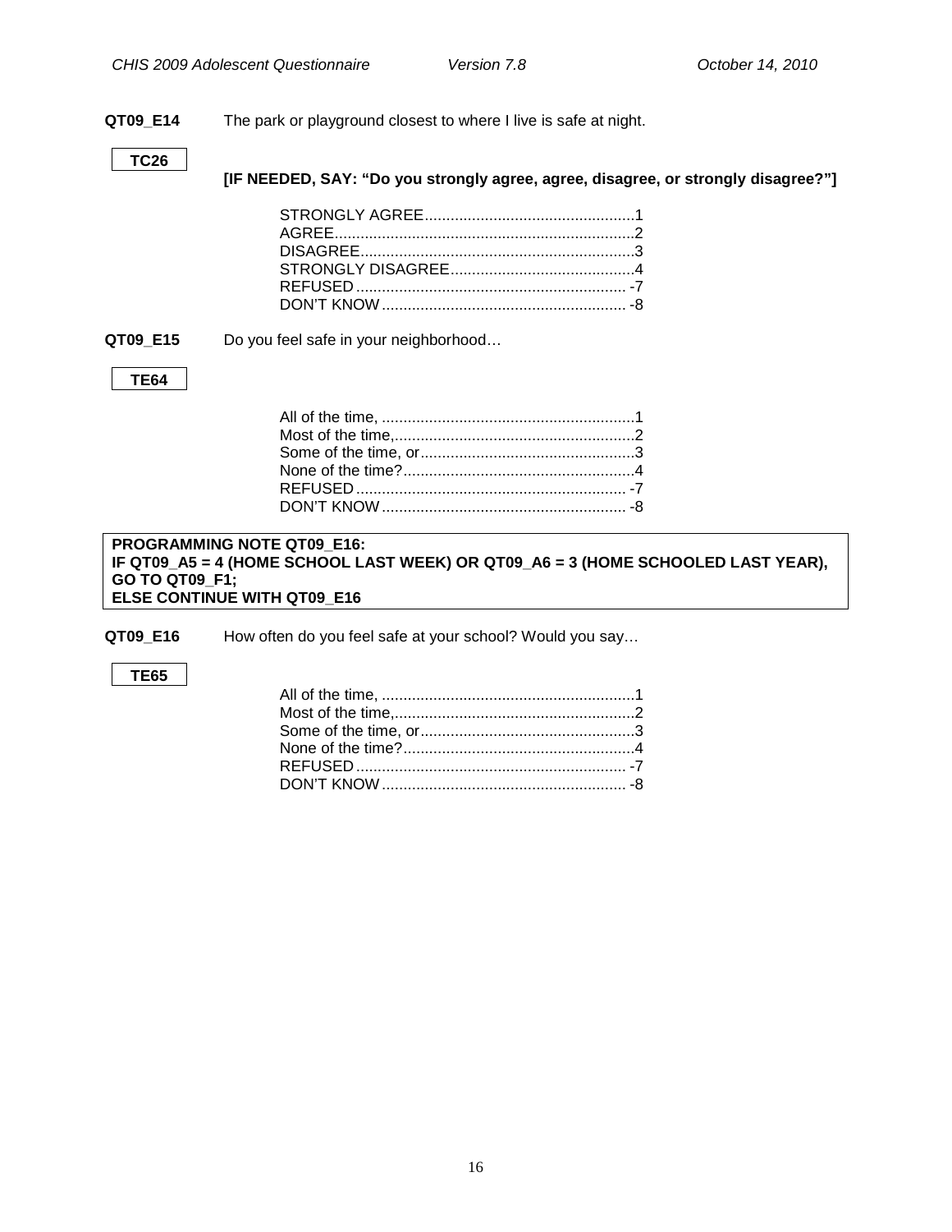**QT09_E14** The park or playground closest to where I live is safe at night.

**TC26**

**[IF NEEDED, SAY: "Do you strongly agree, agree, disagree, or strongly disagree?"]**

STRONGLY AGREE.................................................1
AGREE......................................................................2
DISAGREE................................................................3
STRONGLY DISAGREE...........................................4
REFUSED ............................................................... -7
DON'T KNOW ......................................................... -8

**QT09_E15** Do you feel safe in your neighborhood…

**TE64**

All of the time, ...........................................................1
Most of the time,........................................................2
Some of the time, or..................................................3
None of the time?......................................................4
REFUSED ............................................................... -7
DON'T KNOW ......................................................... -8

**PROGRAMMING NOTE QT09_E16:**
**IF QT09_A5 = 4 (HOME SCHOOL LAST WEEK) OR QT09_A6 = 3 (HOME SCHOOLED LAST YEAR), GO TO QT09_F1;**
**ELSE CONTINUE WITH QT09_E16**

**QT09_E16** How often do you feel safe at your school? Would you say…

**TE65**

All of the time, ...........................................................1
Most of the time,........................................................2
Some of the time, or..................................................3
None of the time?......................................................4
REFUSED ............................................................... -7
DON'T KNOW ......................................................... -8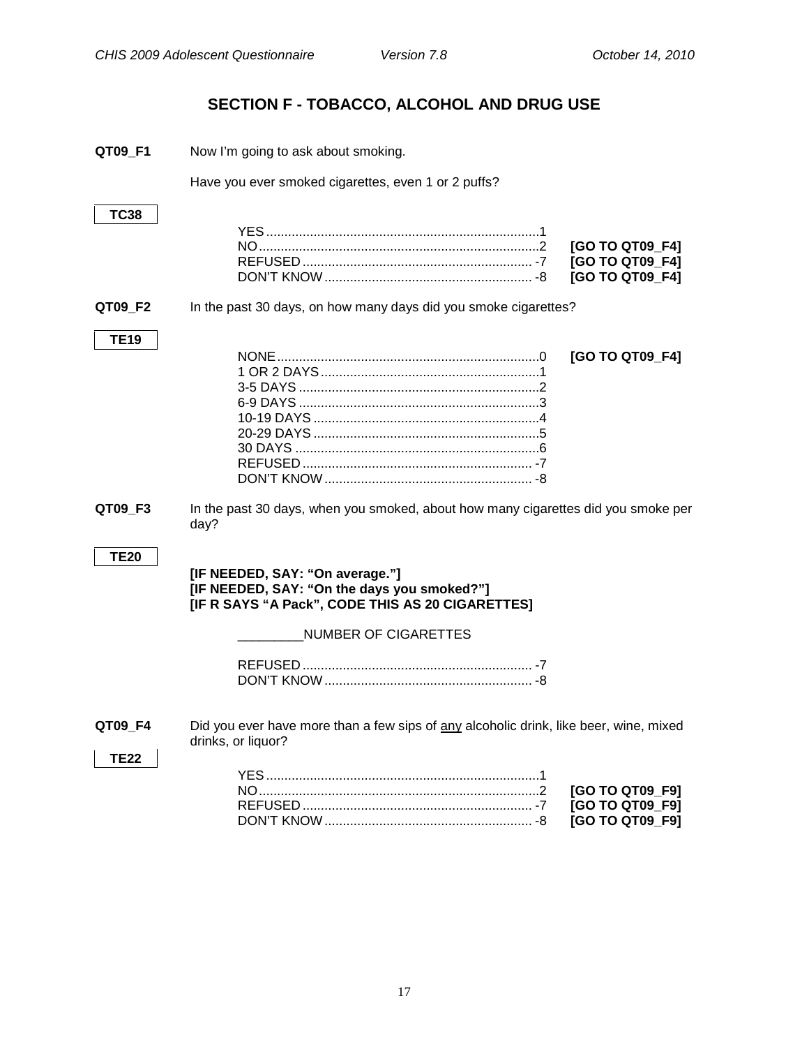## SECTION F - TOBACCO, ALCOHOL AND DRUG USE

**QT09_F1** Now I'm going to ask about smoking.

Have you ever smoked cigarettes, even 1 or 2 puffs?

**TC38**

| | | |
|---|---|---|
| YES | 1 | |
| NO | 2 | **[GO TO QT09_F4]** |
| REFUSED | -7 | **[GO TO QT09_F4]** |
| DON'T KNOW | -8 | **[GO TO QT09_F4]** |

**QT09_F2** In the past 30 days, on how many days did you smoke cigarettes?

**TE19**

| | | |
|---|---|---|
| NONE | 0 | **[GO TO QT09_F4]** |
| 1 OR 2 DAYS | 1 | |
| 3-5 DAYS | 2 | |
| 6-9 DAYS | 3 | |
| 10-19 DAYS | 4 | |
| 20-29 DAYS | 5 | |
| 30 DAYS | 6 | |
| REFUSED | -7 | |
| DON'T KNOW | -8 | |

**QT09_F3** In the past 30 days, when you smoked, about how many cigarettes did you smoke per day?

**TE20**

**[IF NEEDED, SAY: "On average."]**
**[IF NEEDED, SAY: "On the days you smoked?"]**
**[IF R SAYS "A Pack", CODE THIS AS 20 CIGARETTES]**

_________NUMBER OF CIGARETTES

| | |
|---|---|
| REFUSED | -7 |
| DON'T KNOW | -8 |

**QT09_F4** Did you ever have more than a few sips of <u>any</u> alcoholic drink, like beer, wine, mixed drinks, or liquor?

**TE22**

| | | |
|---|---|---|
| YES | 1 | |
| NO | 2 | **[GO TO QT09_F9]** |
| REFUSED | -7 | **[GO TO QT09_F9]** |
| DON'T KNOW | -8 | **[GO TO QT09_F9]** |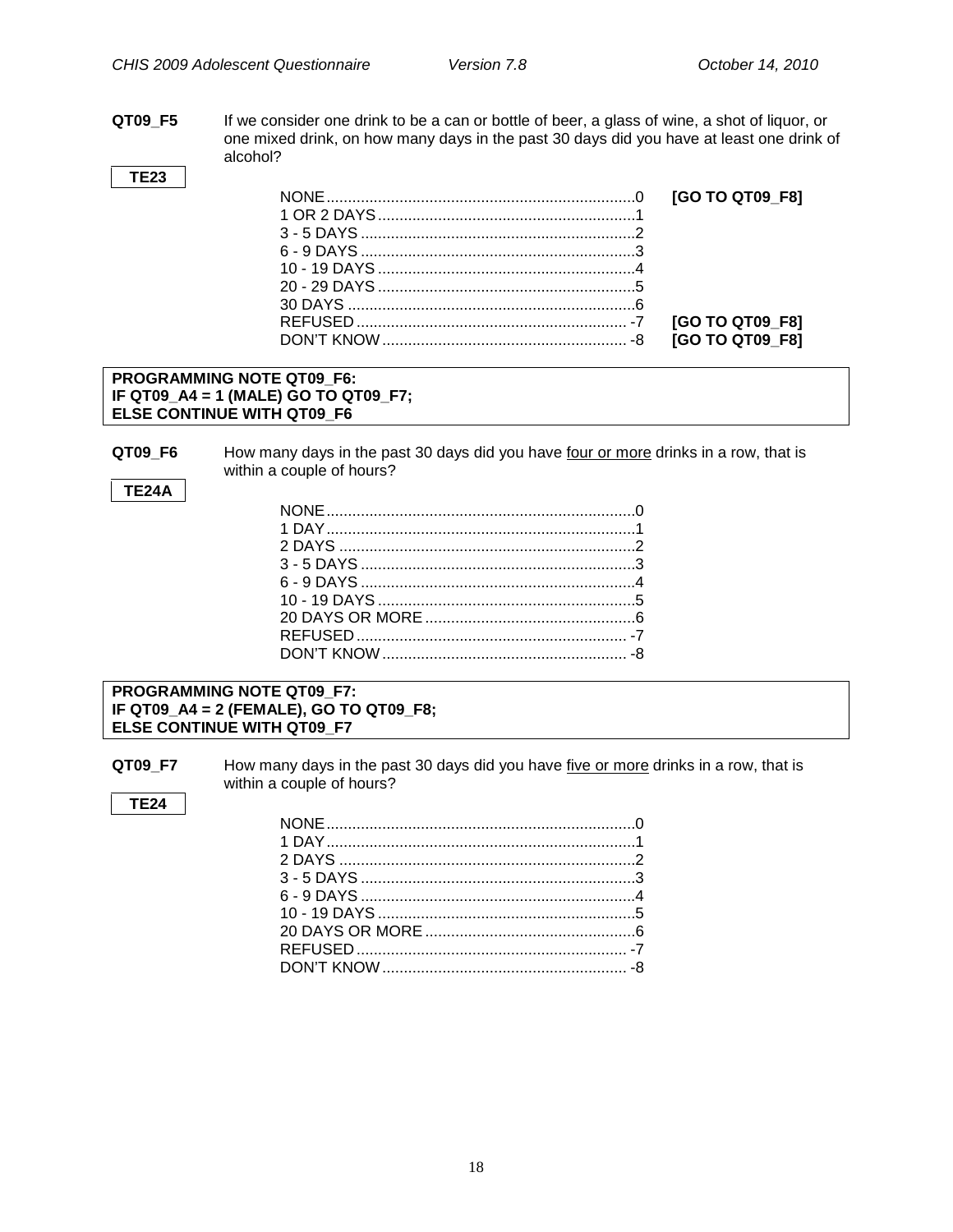**QT09_F5** If we consider one drink to be a can or bottle of beer, a glass of wine, a shot of liquor, or one mixed drink, on how many days in the past 30 days did you have at least one drink of alcohol?

**TE23**

| | | |
|---|---|---|
| NONE | 0 | **[GO TO QT09_F8]** |
| 1 OR 2 DAYS | 1 | |
| 3 - 5 DAYS | 2 | |
| 6 - 9 DAYS | 3 | |
| 10 - 19 DAYS | 4 | |
| 20 - 29 DAYS | 5 | |
| 30 DAYS | 6 | |
| REFUSED | -7 | **[GO TO QT09_F8]** |
| DON'T KNOW | -8 | **[GO TO QT09_F8]** |

**PROGRAMMING NOTE QT09_F6:**
**IF QT09_A4 = 1 (MALE) GO TO QT09_F7;**
**ELSE CONTINUE WITH QT09_F6**

**QT09_F6** How many days in the past 30 days did you have <u>four or more</u> drinks in a row, that is within a couple of hours?

**TE24A**

| | |
|---|---|
| NONE | 0 |
| 1 DAY | 1 |
| 2 DAYS | 2 |
| 3 - 5 DAYS | 3 |
| 6 - 9 DAYS | 4 |
| 10 - 19 DAYS | 5 |
| 20 DAYS OR MORE | 6 |
| REFUSED | -7 |
| DON'T KNOW | -8 |

**PROGRAMMING NOTE QT09_F7:**
**IF QT09_A4 = 2 (FEMALE), GO TO QT09_F8;**
**ELSE CONTINUE WITH QT09_F7**

**QT09_F7** How many days in the past 30 days did you have <u>five or more</u> drinks in a row, that is within a couple of hours?

**TE24**

| | |
|---|---|
| NONE | 0 |
| 1 DAY | 1 |
| 2 DAYS | 2 |
| 3 - 5 DAYS | 3 |
| 6 - 9 DAYS | 4 |
| 10 - 19 DAYS | 5 |
| 20 DAYS OR MORE | 6 |
| REFUSED | -7 |
| DON'T KNOW | -8 |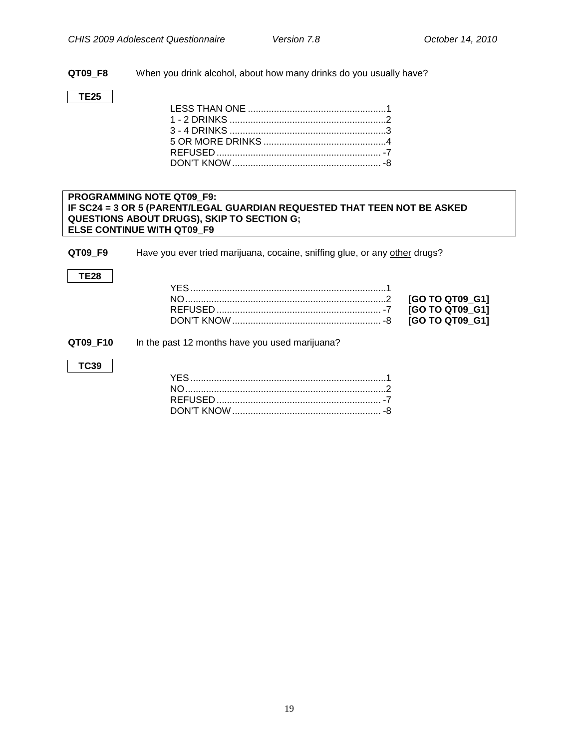**QT09_F8** When you drink alcohol, about how many drinks do you usually have?

**TE25**

| | | |
|---|---|---|
| LESS THAN ONE | 1 | |
| 1 - 2 DRINKS | 2 | |
| 3 - 4 DRINKS | 3 | |
| 5 OR MORE DRINKS | 4 | |
| REFUSED | -7 | |
| DON'T KNOW | -8 | |

**PROGRAMMING NOTE QT09_F9:**
**IF SC24 = 3 OR 5 (PARENT/LEGAL GUARDIAN REQUESTED THAT TEEN NOT BE ASKED QUESTIONS ABOUT DRUGS), SKIP TO SECTION G;**
**ELSE CONTINUE WITH QT09_F9**

**QT09_F9** Have you ever tried marijuana, cocaine, sniffing glue, or any <u>other</u> drugs?

**TE28**

| | | |
|---|---|---|
| YES | 1 | |
| NO | 2 | **[GO TO QT09_G1]** |
| REFUSED | -7 | **[GO TO QT09_G1]** |
| DON'T KNOW | -8 | **[GO TO QT09_G1]** |

**QT09_F10** In the past 12 months have you used marijuana?

**TC39**

| | | |
|---|---|---|
| YES | 1 | |
| NO | 2 | |
| REFUSED | -7 | |
| DON'T KNOW | -8 | |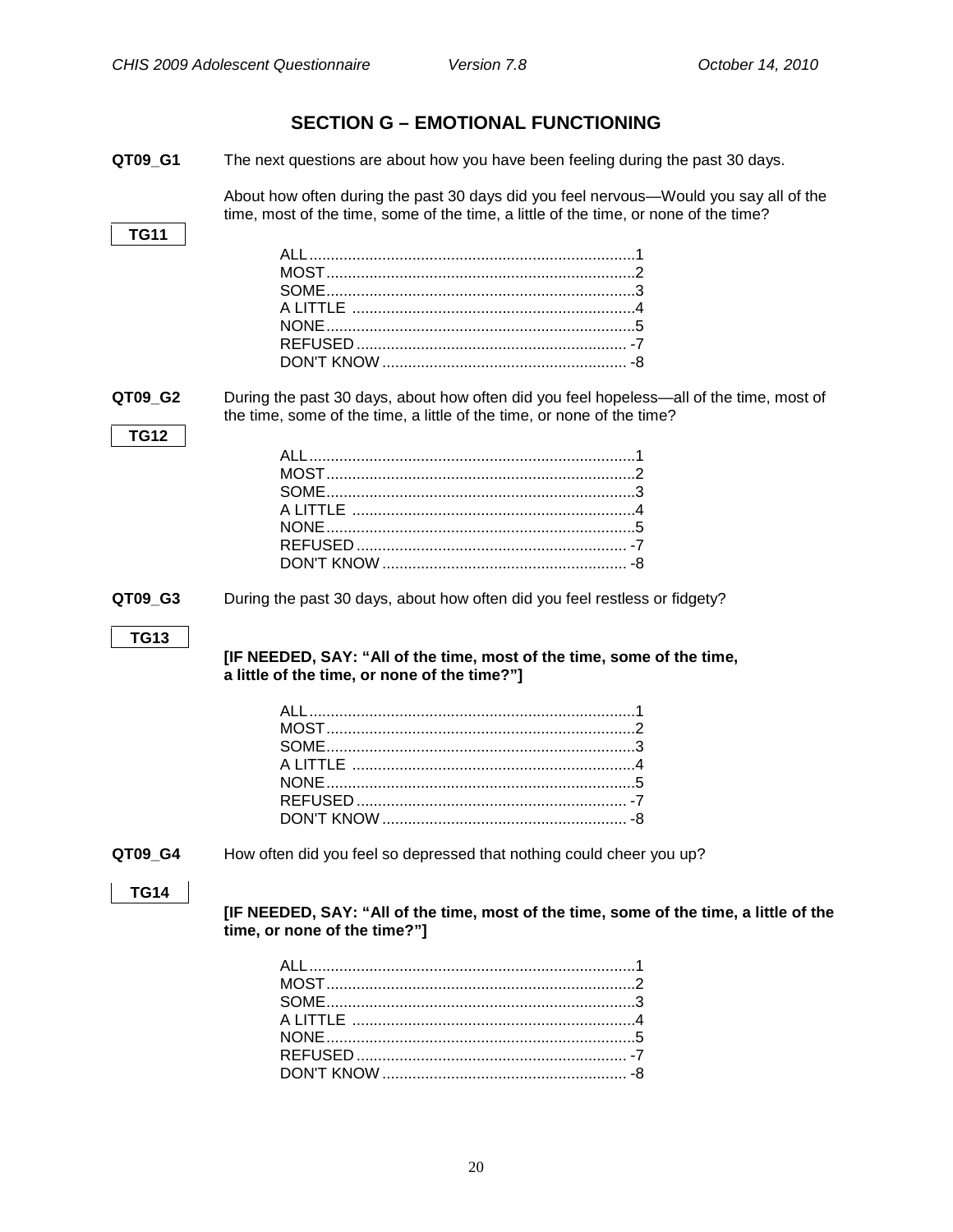## SECTION G – EMOTIONAL FUNCTIONING

**QT09_G1** The next questions are about how you have been feeling during the past 30 days.

**TG11**

About how often during the past 30 days did you feel nervous—Would you say all of the time, most of the time, some of the time, a little of the time, or none of the time?

- ALL ........................................ 1
- MOST ...................................... 2
- SOME ...................................... 3
- A LITTLE ................................. 4
- NONE ...................................... 5
- REFUSED ................................ -7
- DON'T KNOW .......................... -8

**QT09_G2** During the past 30 days, about how often did you feel hopeless—all of the time, most of the time, some of the time, a little of the time, or none of the time?

**TG12**

- ALL ........................................ 1
- MOST ...................................... 2
- SOME ...................................... 3
- A LITTLE ................................. 4
- NONE ...................................... 5
- REFUSED ................................ -7
- DON'T KNOW .......................... -8

**QT09_G3** During the past 30 days, about how often did you feel restless or fidgety?

**TG13**

**[IF NEEDED, SAY: "All of the time, most of the time, some of the time, a little of the time, or none of the time?"]**

- ALL ........................................ 1
- MOST ...................................... 2
- SOME ...................................... 3
- A LITTLE ................................. 4
- NONE ...................................... 5
- REFUSED ................................ -7
- DON'T KNOW .......................... -8

**QT09_G4** How often did you feel so depressed that nothing could cheer you up?

**TG14**

**[IF NEEDED, SAY: "All of the time, most of the time, some of the time, a little of the time, or none of the time?"]**

- ALL ........................................ 1
- MOST ...................................... 2
- SOME ...................................... 3
- A LITTLE ................................. 4
- NONE ...................................... 5
- REFUSED ................................ -7
- DON'T KNOW .......................... -8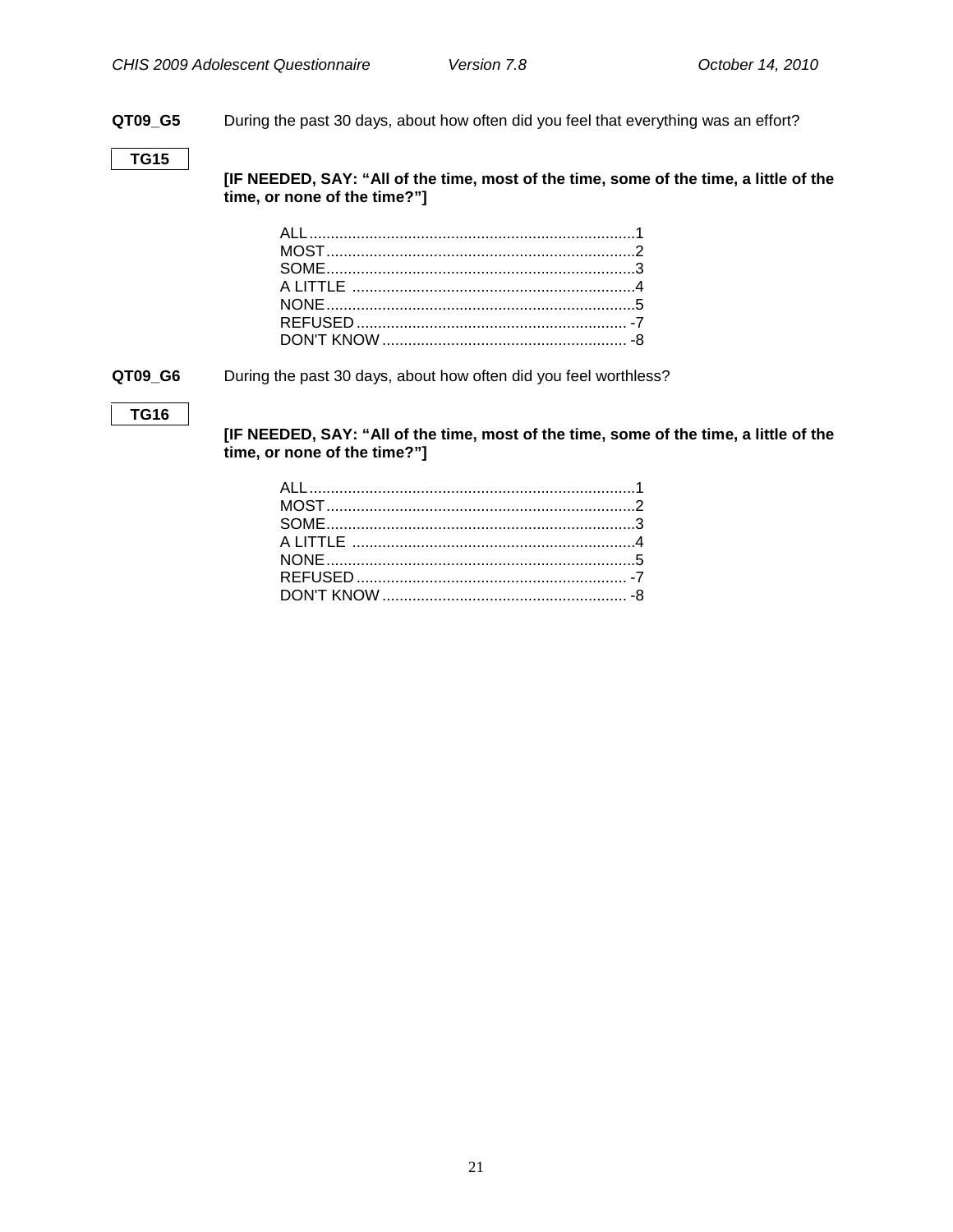**QT09_G5** During the past 30 days, about how often did you feel that everything was an effort?

**TG15**

**[IF NEEDED, SAY: "All of the time, most of the time, some of the time, a little of the time, or none of the time?"]**

| | |
|---|---|
| ALL | 1 |
| MOST | 2 |
| SOME | 3 |
| A LITTLE | 4 |
| NONE | 5 |
| REFUSED | -7 |
| DON'T KNOW | -8 |

**QT09_G6** During the past 30 days, about how often did you feel worthless?

**TG16**

**[IF NEEDED, SAY: "All of the time, most of the time, some of the time, a little of the time, or none of the time?"]**

| | |
|---|---|
| ALL | 1 |
| MOST | 2 |
| SOME | 3 |
| A LITTLE | 4 |
| NONE | 5 |
| REFUSED | -7 |
| DON'T KNOW | -8 |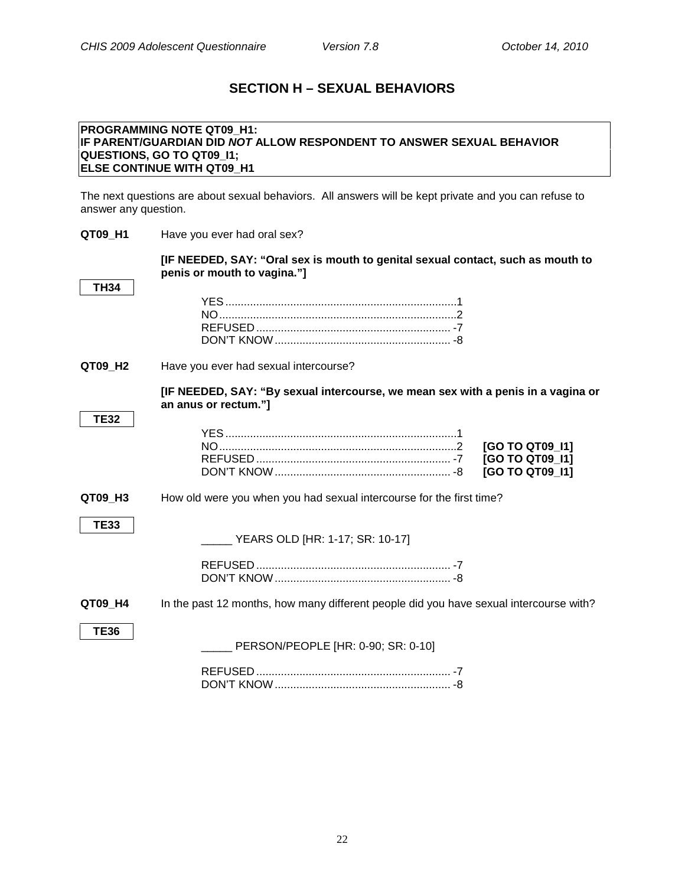# SECTION H – SEXUAL BEHAVIORS

**PROGRAMMING NOTE QT09_H1:**
**IF PARENT/GUARDIAN DID *NOT* ALLOW RESPONDENT TO ANSWER SEXUAL BEHAVIOR QUESTIONS, GO TO QT09_I1;**
**ELSE CONTINUE WITH QT09_H1**

The next questions are about sexual behaviors. All answers will be kept private and you can refuse to answer any question.

**QT09_H1** Have you ever had oral sex?

**TH34**

**[IF NEEDED, SAY: "Oral sex is mouth to genital sexual contact, such as mouth to penis or mouth to vagina."]**

YES .......................................................................... 1
NO ............................................................................ 2
REFUSED .................................................................. -7
DON'T KNOW ............................................................ -8

**QT09_H2** Have you ever had sexual intercourse?

**TE32**

**[IF NEEDED, SAY: "By sexual intercourse, we mean sex with a penis in a vagina or an anus or rectum."]**

YES .......................................................................... 1
NO ............................................................................ 2 **[GO TO QT09_I1]**
REFUSED .................................................................. -7 **[GO TO QT09_I1]**
DON'T KNOW ............................................................ -8 **[GO TO QT09_I1]**

**QT09_H3** How old were you when you had sexual intercourse for the first time?

**TE33**

_____ YEARS OLD [HR: 1-17; SR: 10-17]

REFUSED .................................................................. -7
DON'T KNOW ............................................................ -8

**QT09_H4** In the past 12 months, how many different people did you have sexual intercourse with?

**TE36**

_____ PERSON/PEOPLE [HR: 0-90; SR: 0-10]

REFUSED .................................................................. -7
DON'T KNOW ............................................................ -8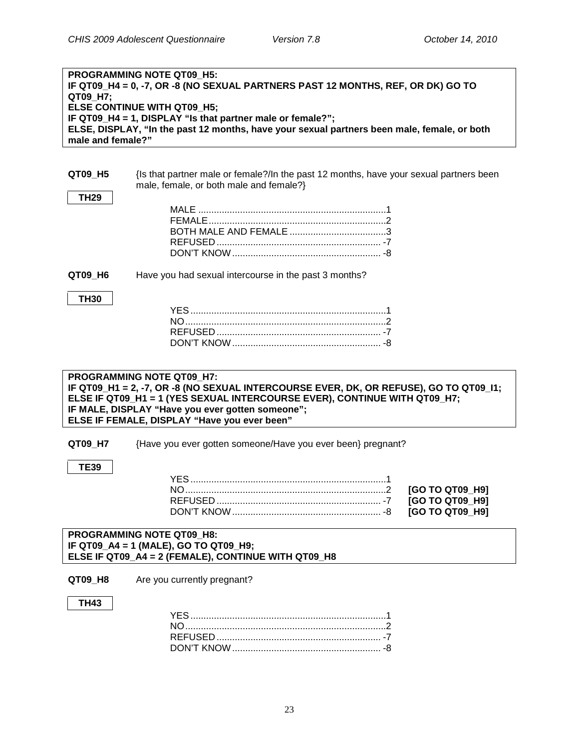**PROGRAMMING NOTE QT09_H5:**
**IF QT09_H4 = 0, -7, OR -8 (NO SEXUAL PARTNERS PAST 12 MONTHS, REF, OR DK) GO TO QT09_H7;**
**ELSE CONTINUE WITH QT09_H5;**
**IF QT09_H4 = 1, DISPLAY "Is that partner male or female?";**
**ELSE, DISPLAY, "In the past 12 months, have your sexual partners been male, female, or both male and female?"**

**QT09_H5** {Is that partner male or female?/In the past 12 months, have your sexual partners been male, female, or both male and female?}

**TH29**

MALE ........................................................................1
FEMALE....................................................................2
BOTH MALE AND FEMALE .....................................3
REFUSED ............................................................... -7
DON'T KNOW ......................................................... -8

**QT09_H6** Have you had sexual intercourse in the past 3 months?

**TH30**

YES ...........................................................................1
NO.............................................................................2
REFUSED ............................................................... -7
DON'T KNOW ......................................................... -8

**PROGRAMMING NOTE QT09_H7:**
**IF QT09_H1 = 2, -7, OR -8 (NO SEXUAL INTERCOURSE EVER, DK, OR REFUSE), GO TO QT09_I1;**
**ELSE IF QT09_H1 = 1 (YES SEXUAL INTERCOURSE EVER), CONTINUE WITH QT09_H7;**
**IF MALE, DISPLAY "Have you ever gotten someone";**
**ELSE IF FEMALE, DISPLAY "Have you ever been"**

**QT09_H7** {Have you ever gotten someone/Have you ever been} pregnant?

**TE39**

YES ...........................................................................1
NO.............................................................................2 **[GO TO QT09_H9]**
REFUSED ............................................................... -7 **[GO TO QT09_H9]**
DON'T KNOW ......................................................... -8 **[GO TO QT09_H9]**

**PROGRAMMING NOTE QT09_H8:**
**IF QT09_A4 = 1 (MALE), GO TO QT09_H9;**
**ELSE IF QT09_A4 = 2 (FEMALE), CONTINUE WITH QT09_H8**

**QT09_H8** Are you currently pregnant?

**TH43**

YES ...........................................................................1
NO.............................................................................2
REFUSED ............................................................... -7
DON'T KNOW ......................................................... -8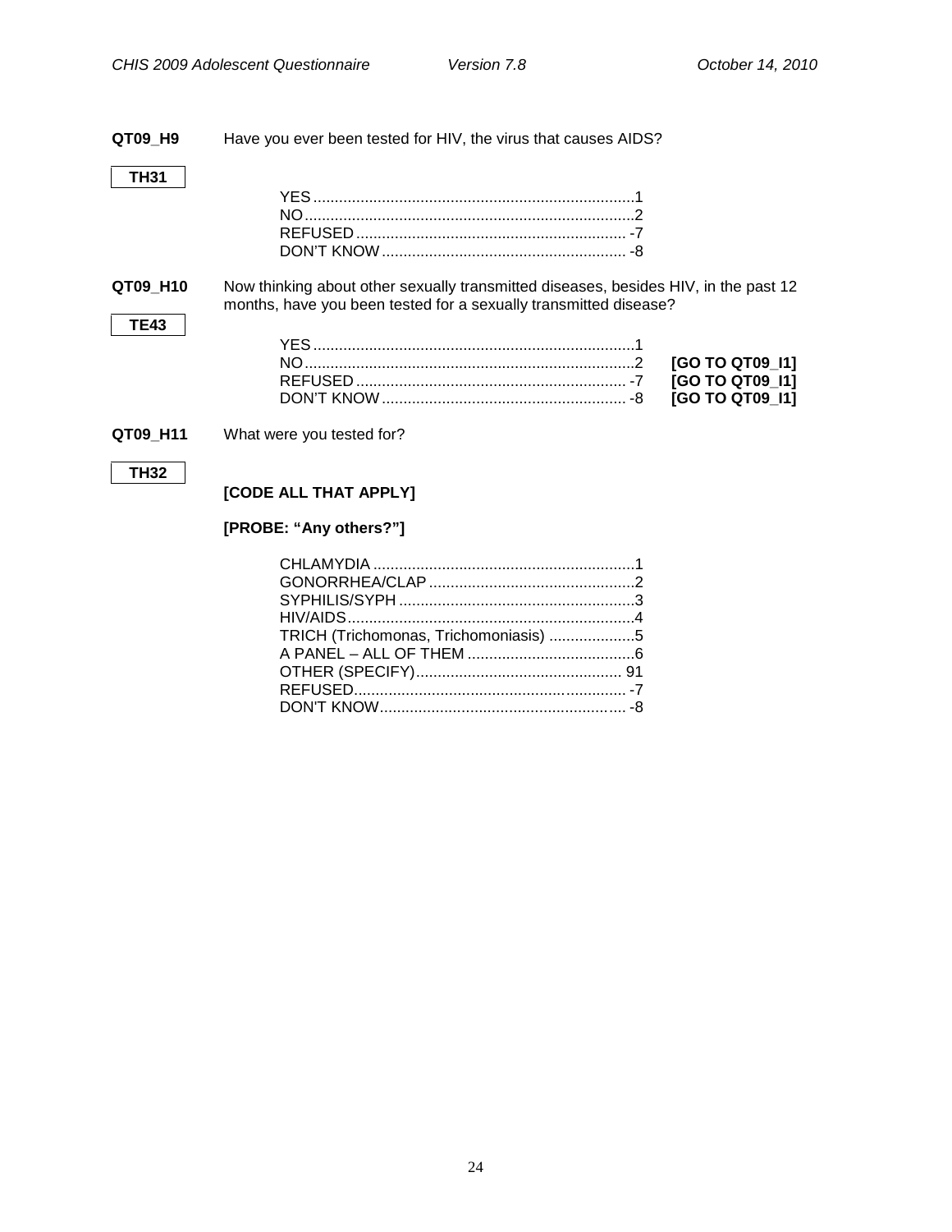**QT09_H9** Have you ever been tested for HIV, the virus that causes AIDS?

**TH31**

| | | |
|---|---|---|
| YES | 1 | |
| NO | 2 | |
| REFUSED | -7 | |
| DON'T KNOW | -8 | |

**QT09_H10** Now thinking about other sexually transmitted diseases, besides HIV, in the past 12 months, have you been tested for a sexually transmitted disease?

**TE43**

| | | |
|---|---|---|
| YES | 1 | |
| NO | 2 | **[GO TO QT09_I1]** |
| REFUSED | -7 | **[GO TO QT09_I1]** |
| DON'T KNOW | -8 | **[GO TO QT09_I1]** |

**QT09_H11** What were you tested for?

**TH32**

**[CODE ALL THAT APPLY]**

**[PROBE: "Any others?"]**

| | |
|---|---|
| CHLAMYDIA | 1 |
| GONORRHEA/CLAP | 2 |
| SYPHILIS/SYPH | 3 |
| HIV/AIDS | 4 |
| TRICH (Trichomonas, Trichomoniasis) | 5 |
| A PANEL – ALL OF THEM | 6 |
| OTHER (SPECIFY) | 91 |
| REFUSED | -7 |
| DON'T KNOW | -8 |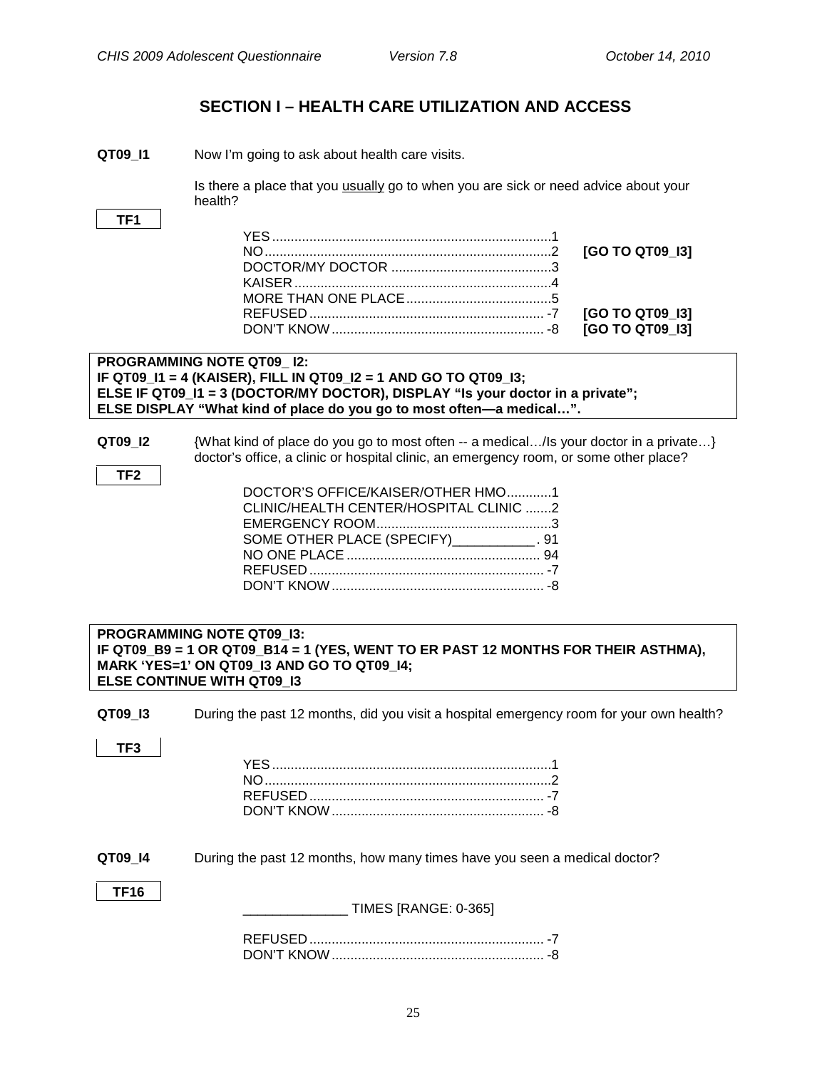## SECTION I – HEALTH CARE UTILIZATION AND ACCESS

**QT09_I1** Now I'm going to ask about health care visits.

Is there a place that you usually go to when you are sick or need advice about your health?

**TF1**

| | | |
|---|---|---|
| YES | 1 | |
| NO | 2 | **[GO TO QT09_I3]** |
| DOCTOR/MY DOCTOR | 3 | |
| KAISER | 4 | |
| MORE THAN ONE PLACE | 5 | |
| REFUSED | -7 | **[GO TO QT09_I3]** |
| DON'T KNOW | -8 | **[GO TO QT09_I3]** |

**PROGRAMMING NOTE QT09_ I2:**
**IF QT09_I1 = 4 (KAISER), FILL IN QT09_I2 = 1 AND GO TO QT09_I3;**
**ELSE IF QT09_I1 = 3 (DOCTOR/MY DOCTOR), DISPLAY "Is your doctor in a private";**
**ELSE DISPLAY "What kind of place do you go to most often—a medical…".**

**QT09_I2** {What kind of place do you go to most often -- a medical…/Is your doctor in a private…} doctor's office, a clinic or hospital clinic, an emergency room, or some other place?

**TF2**

| | |
|---|---|
| DOCTOR'S OFFICE/KAISER/OTHER HMO | 1 |
| CLINIC/HEALTH CENTER/HOSPITAL CLINIC | 2 |
| EMERGENCY ROOM | 3 |
| SOME OTHER PLACE (SPECIFY)___________ | 91 |
| NO ONE PLACE | 94 |
| REFUSED | -7 |
| DON'T KNOW | -8 |

**PROGRAMMING NOTE QT09_I3:**
**IF QT09_B9 = 1 OR QT09_B14 = 1 (YES, WENT TO ER PAST 12 MONTHS FOR THEIR ASTHMA), MARK 'YES=1' ON QT09_I3 AND GO TO QT09_I4;**
**ELSE CONTINUE WITH QT09_I3**

**QT09_I3** During the past 12 months, did you visit a hospital emergency room for your own health?

**TF3**

| | |
|---|---|
| YES | 1 |
| NO | 2 |
| REFUSED | -7 |
| DON'T KNOW | -8 |

**QT09_I4** During the past 12 months, how many times have you seen a medical doctor?

**TF16**

______________ TIMES [RANGE: 0-365]

| | |
|---|---|
| REFUSED | -7 |
| DON'T KNOW | -8 |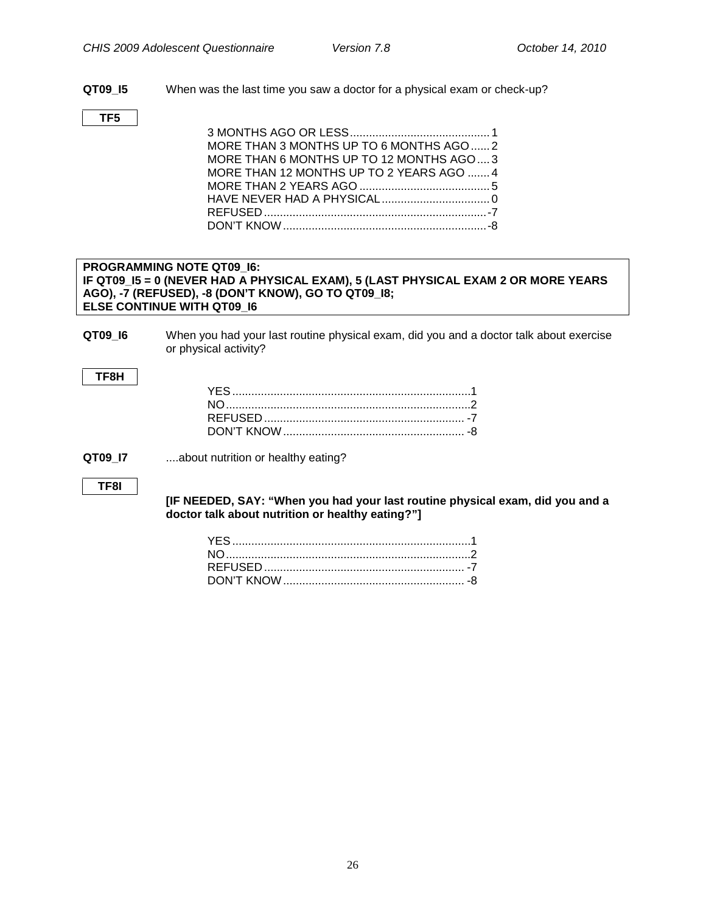**QT09_I5** When was the last time you saw a doctor for a physical exam or check-up?

**TF5**

3 MONTHS AGO OR LESS............................................1
MORE THAN 3 MONTHS UP TO 6 MONTHS AGO......2
MORE THAN 6 MONTHS UP TO 12 MONTHS AGO....3
MORE THAN 12 MONTHS UP TO 2 YEARS AGO .......4
MORE THAN 2 YEARS AGO.........................................5
HAVE NEVER HAD A PHYSICAL..................................0
REFUSED......................................................................-7
DON'T KNOW................................................................-8

**PROGRAMMING NOTE QT09_I6:**
**IF QT09_I5 = 0 (NEVER HAD A PHYSICAL EXAM), 5 (LAST PHYSICAL EXAM 2 OR MORE YEARS AGO), -7 (REFUSED), -8 (DON'T KNOW), GO TO QT09_I8;**
**ELSE CONTINUE WITH QT09_I6**

**QT09_I6** When you had your last routine physical exam, did you and a doctor talk about exercise or physical activity?

**TF8H**

YES...........................................................................1
NO.............................................................................2
REFUSED............................................................... -7
DON'T KNOW......................................................... -8

**QT09_I7** ....about nutrition or healthy eating?

**TF8I**

**[IF NEEDED, SAY: "When you had your last routine physical exam, did you and a doctor talk about nutrition or healthy eating?"]**

YES...........................................................................1
NO.............................................................................2
REFUSED............................................................... -7
DON'T KNOW......................................................... -8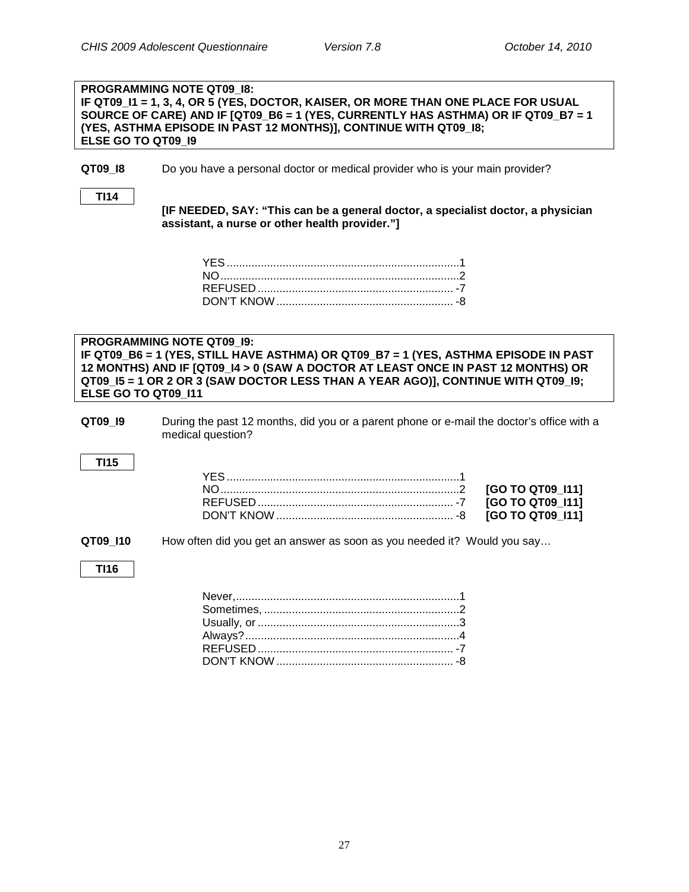**PROGRAMMING NOTE QT09_I8:**
**IF QT09_I1 = 1, 3, 4, OR 5 (YES, DOCTOR, KAISER, OR MORE THAN ONE PLACE FOR USUAL SOURCE OF CARE) AND IF [QT09_B6 = 1 (YES, CURRENTLY HAS ASTHMA) OR IF QT09_B7 = 1 (YES, ASTHMA EPISODE IN PAST 12 MONTHS)], CONTINUE WITH QT09_I8;**
**ELSE GO TO QT09_I9**

**QT09_I8** Do you have a personal doctor or medical provider who is your main provider?

**TI14**

**[IF NEEDED, SAY: "This can be a general doctor, a specialist doctor, a physician assistant, a nurse or other health provider."]**

YES....................................................................1
NO......................................................................2
REFUSED ........................................................ -7
DON'T KNOW .................................................. -8

**PROGRAMMING NOTE QT09_I9:**
**IF QT09_B6 = 1 (YES, STILL HAVE ASTHMA) OR QT09_B7 = 1 (YES, ASTHMA EPISODE IN PAST 12 MONTHS) AND IF [QT09_I4 > 0 (SAW A DOCTOR AT LEAST ONCE IN PAST 12 MONTHS) OR QT09_I5 = 1 OR 2 OR 3 (SAW DOCTOR LESS THAN A YEAR AGO)], CONTINUE WITH QT09_I9;**
**ELSE GO TO QT09_I11**

**QT09_I9** During the past 12 months, did you or a parent phone or e-mail the doctor's office with a medical question?

**TI15**

YES....................................................................1
NO......................................................................2 **[GO TO QT09_I11]**
REFUSED ........................................................ -7 **[GO TO QT09_I11]**
DON'T KNOW .................................................. -8 **[GO TO QT09_I11]**

**QT09_I10** How often did you get an answer as soon as you needed it? Would you say…

**TI16**

Never,..................................................................1
Sometimes, .........................................................2
Usually, or ..........................................................3
Always?...............................................................4
REFUSED ........................................................ -7
DON'T KNOW .................................................. -8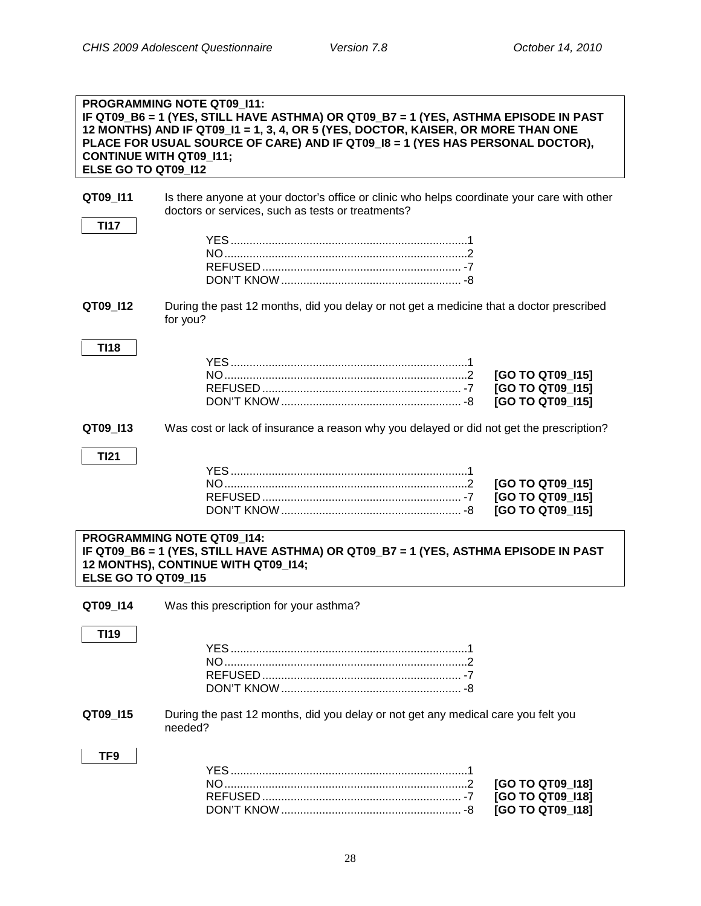**PROGRAMMING NOTE QT09_I11:**
**IF QT09_B6 = 1 (YES, STILL HAVE ASTHMA) OR QT09_B7 = 1 (YES, ASTHMA EPISODE IN PAST 12 MONTHS) AND IF QT09_I1 = 1, 3, 4, OR 5 (YES, DOCTOR, KAISER, OR MORE THAN ONE PLACE FOR USUAL SOURCE OF CARE) AND IF QT09_I8 = 1 (YES HAS PERSONAL DOCTOR), CONTINUE WITH QT09_I11;**
**ELSE GO TO QT09_I12**

**QT09_I11** Is there anyone at your doctor's office or clinic who helps coordinate your care with other doctors or services, such as tests or treatments?

**TI17**

| | | |
|---|---|---|
| YES | 1 | |
| NO | 2 | |
| REFUSED | -7 | |
| DON'T KNOW | -8 | |

**QT09_I12** During the past 12 months, did you delay or not get a medicine that a doctor prescribed for you?

**TI18**

| | | |
|---|---|---|
| YES | 1 | |
| NO | 2 | **[GO TO QT09_I15]** |
| REFUSED | -7 | **[GO TO QT09_I15]** |
| DON'T KNOW | -8 | **[GO TO QT09_I15]** |

**QT09_I13** Was cost or lack of insurance a reason why you delayed or did not get the prescription?

**TI21**

| | | |
|---|---|---|
| YES | 1 | |
| NO | 2 | **[GO TO QT09_I15]** |
| REFUSED | -7 | **[GO TO QT09_I15]** |
| DON'T KNOW | -8 | **[GO TO QT09_I15]** |

**PROGRAMMING NOTE QT09_I14:**
**IF QT09_B6 = 1 (YES, STILL HAVE ASTHMA) OR QT09_B7 = 1 (YES, ASTHMA EPISODE IN PAST 12 MONTHS), CONTINUE WITH QT09_I14;**
**ELSE GO TO QT09_I15**

**QT09_I14** Was this prescription for your asthma?

**TI19**

| | | |
|---|---|---|
| YES | 1 | |
| NO | 2 | |
| REFUSED | -7 | |
| DON'T KNOW | -8 | |

**QT09_I15** During the past 12 months, did you delay or not get any medical care you felt you needed?

**TF9**

| | | |
|---|---|---|
| YES | 1 | |
| NO | 2 | **[GO TO QT09_I18]** |
| REFUSED | -7 | **[GO TO QT09_I18]** |
| DON'T KNOW | -8 | **[GO TO QT09_I18]** |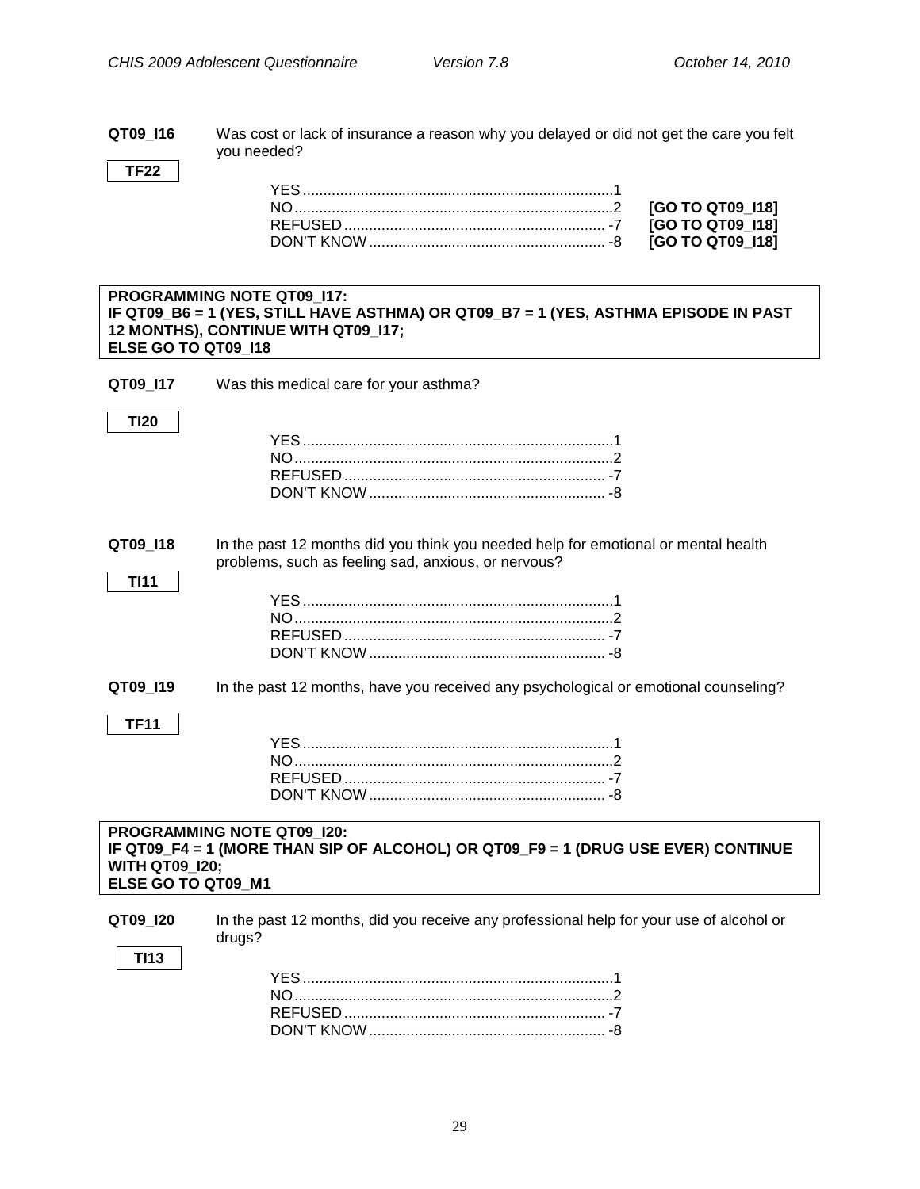**QT09_I16** Was cost or lack of insurance a reason why you delayed or did not get the care you felt you needed?

**TF22**

YES............................................................................1
NO..............................................................................2 **[GO TO QT09_I18]**
REFUSED ............................................................... -7 **[GO TO QT09_I18]**
DON'T KNOW ......................................................... -8 **[GO TO QT09_I18]**

**PROGRAMMING NOTE QT09_I17:**
**IF QT09_B6 = 1 (YES, STILL HAVE ASTHMA) OR QT09_B7 = 1 (YES, ASTHMA EPISODE IN PAST 12 MONTHS), CONTINUE WITH QT09_I17;**
**ELSE GO TO QT09_I18**

**QT09_I17** Was this medical care for your asthma?

**TI20**

YES............................................................................1
NO..............................................................................2
REFUSED ............................................................... -7
DON'T KNOW ......................................................... -8

**QT09_I18** In the past 12 months did you think you needed help for emotional or mental health problems, such as feeling sad, anxious, or nervous?

**TI11**

YES............................................................................1
NO..............................................................................2
REFUSED ............................................................... -7
DON'T KNOW ......................................................... -8

**QT09_I19** In the past 12 months, have you received any psychological or emotional counseling?

**TF11**

YES............................................................................1
NO..............................................................................2
REFUSED ............................................................... -7
DON'T KNOW ......................................................... -8

**PROGRAMMING NOTE QT09_I20:**
**IF QT09_F4 = 1 (MORE THAN SIP OF ALCOHOL) OR QT09_F9 = 1 (DRUG USE EVER) CONTINUE WITH QT09_I20;**
**ELSE GO TO QT09_M1**

**QT09_I20** In the past 12 months, did you receive any professional help for your use of alcohol or drugs?

**TI13**

YES............................................................................1
NO..............................................................................2
REFUSED ............................................................... -7
DON'T KNOW ......................................................... -8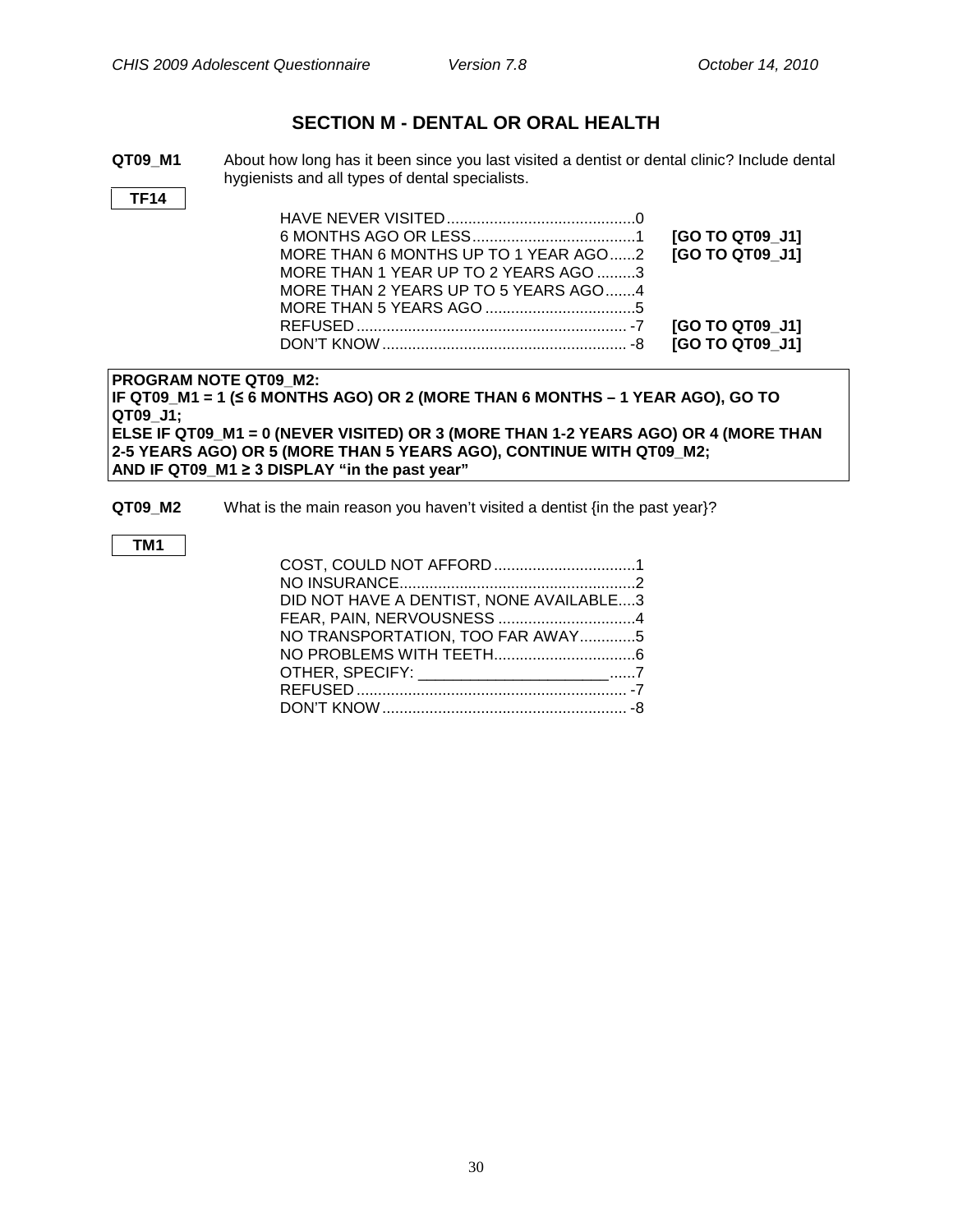## SECTION M - DENTAL OR ORAL HEALTH

**QT09_M1** About how long has it been since you last visited a dentist or dental clinic? Include dental hygienists and all types of dental specialists.

**TF14**

| | | |
|---|---|---|
| HAVE NEVER VISITED | 0 | |
| 6 MONTHS AGO OR LESS | 1 | **[GO TO QT09_J1]** |
| MORE THAN 6 MONTHS UP TO 1 YEAR AGO | 2 | **[GO TO QT09_J1]** |
| MORE THAN 1 YEAR UP TO 2 YEARS AGO | 3 | |
| MORE THAN 2 YEARS UP TO 5 YEARS AGO | 4 | |
| MORE THAN 5 YEARS AGO | 5 | |
| REFUSED | -7 | **[GO TO QT09_J1]** |
| DON'T KNOW | -8 | **[GO TO QT09_J1]** |

**PROGRAM NOTE QT09_M2:**
**IF QT09_M1 = 1 (≤ 6 MONTHS AGO) OR 2 (MORE THAN 6 MONTHS – 1 YEAR AGO), GO TO QT09_J1;**
**ELSE IF QT09_M1 = 0 (NEVER VISITED) OR 3 (MORE THAN 1-2 YEARS AGO) OR 4 (MORE THAN 2-5 YEARS AGO) OR 5 (MORE THAN 5 YEARS AGO), CONTINUE WITH QT09_M2;**
**AND IF QT09_M1 ≥ 3 DISPLAY "in the past year"**

**QT09_M2** What is the main reason you haven't visited a dentist {in the past year}?

**TM1**

| | |
|---|---|
| COST, COULD NOT AFFORD | 1 |
| NO INSURANCE | 2 |
| DID NOT HAVE A DENTIST, NONE AVAILABLE | 3 |
| FEAR, PAIN, NERVOUSNESS | 4 |
| NO TRANSPORTATION, TOO FAR AWAY | 5 |
| NO PROBLEMS WITH TEETH | 6 |
| OTHER, SPECIFY: ______________________ | 7 |
| REFUSED | -7 |
| DON'T KNOW | -8 |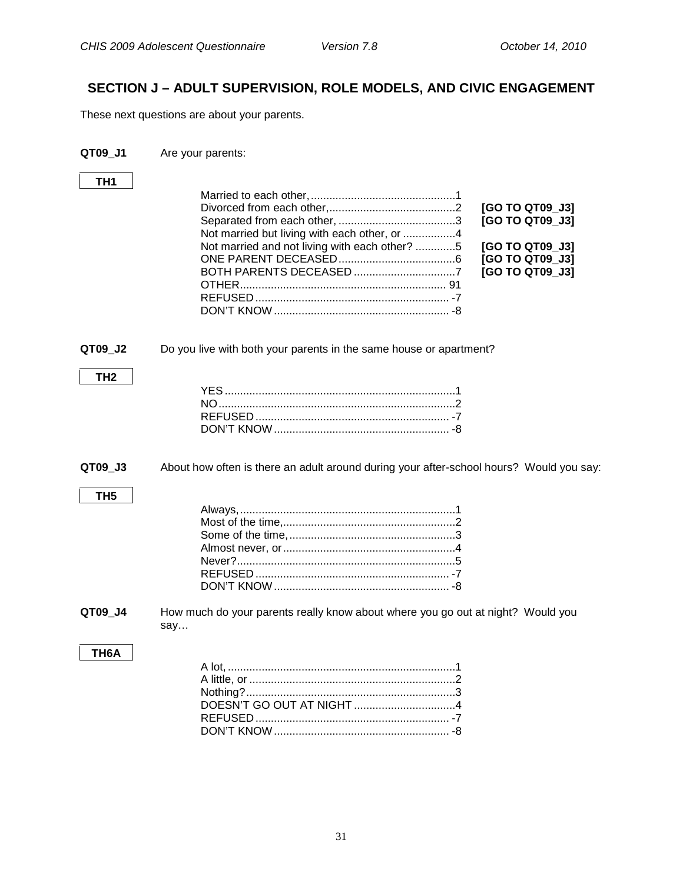## SECTION J – ADULT SUPERVISION, ROLE MODELS, AND CIVIC ENGAGEMENT

These next questions are about your parents.

**QT09_J1** Are your parents:

**TH1**

| | | |
|---|---|---|
| Married to each other, | 1 | |
| Divorced from each other, | 2 | **[GO TO QT09_J3]** |
| Separated from each other, | 3 | **[GO TO QT09_J3]** |
| Not married but living with each other, or | 4 | |
| Not married and not living with each other? | 5 | **[GO TO QT09_J3]** |
| ONE PARENT DECEASED | 6 | **[GO TO QT09_J3]** |
| BOTH PARENTS DECEASED | 7 | **[GO TO QT09_J3]** |
| OTHER | 91 | |
| REFUSED | -7 | |
| DON'T KNOW | -8 | |

**QT09_J2** Do you live with both your parents in the same house or apartment?

**TH2**

| | |
|---|---|
| YES | 1 |
| NO | 2 |
| REFUSED | -7 |
| DON'T KNOW | -8 |

**QT09_J3** About how often is there an adult around during your after-school hours? Would you say:

**TH5**

| | |
|---|---|
| Always, | 1 |
| Most of the time, | 2 |
| Some of the time, | 3 |
| Almost never, or | 4 |
| Never? | 5 |
| REFUSED | -7 |
| DON'T KNOW | -8 |

**QT09_J4** How much do your parents really know about where you go out at night? Would you say…

**TH6A**

| | |
|---|---|
| A lot, | 1 |
| A little, or | 2 |
| Nothing? | 3 |
| DOESN'T GO OUT AT NIGHT | 4 |
| REFUSED | -7 |
| DON'T KNOW | -8 |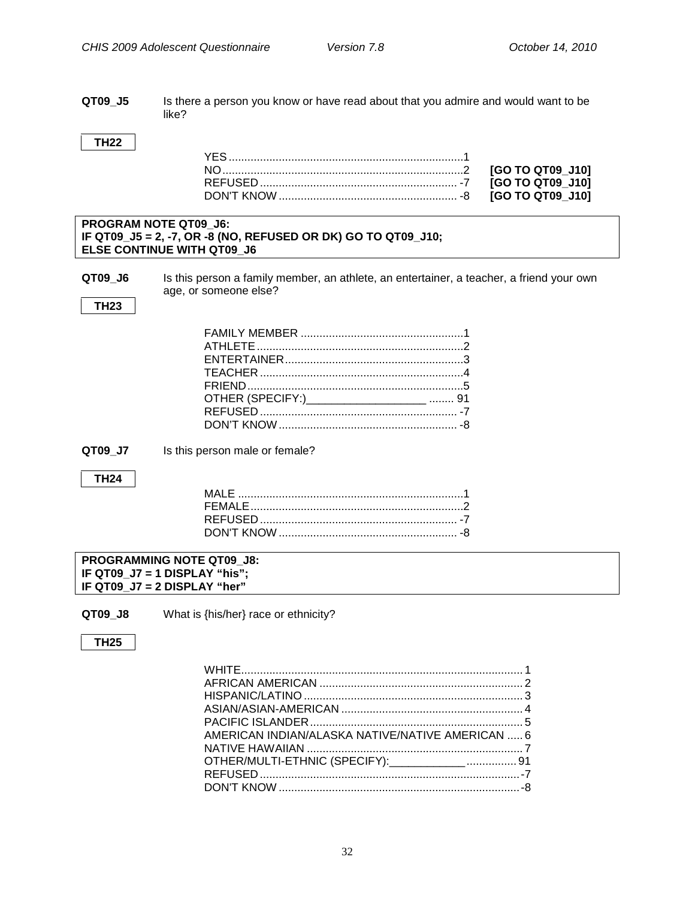**QT09_J5** Is there a person you know or have read about that you admire and would want to be like?

**TH22**

| | | |
|---|---|---|
| YES | 1 | |
| NO | 2 | **[GO TO QT09_J10]** |
| REFUSED | -7 | **[GO TO QT09_J10]** |
| DON'T KNOW | -8 | **[GO TO QT09_J10]** |

**PROGRAM NOTE QT09_J6:**
**IF QT09_J5 = 2, -7, OR -8 (NO, REFUSED OR DK) GO TO QT09_J10;**
**ELSE CONTINUE WITH QT09_J6**

**QT09_J6** Is this person a family member, an athlete, an entertainer, a teacher, a friend your own age, or someone else?

**TH23**

| | |
|---|---|
| FAMILY MEMBER | 1 |
| ATHLETE | 2 |
| ENTERTAINER | 3 |
| TEACHER | 4 |
| FRIEND | 5 |
| OTHER (SPECIFY:)___________________ | 91 |
| REFUSED | -7 |
| DON'T KNOW | -8 |

**QT09_J7** Is this person male or female?

**TH24**

| | |
|---|---|
| MALE | 1 |
| FEMALE | 2 |
| REFUSED | -7 |
| DON'T KNOW | -8 |

**PROGRAMMING NOTE QT09_J8:**
**IF QT09_J7 = 1 DISPLAY "his";**
**IF QT09_J7 = 2 DISPLAY "her"**

**QT09_J8** What is {his/her} race or ethnicity?

**TH25**

| | |
|---|---|
| WHITE | 1 |
| AFRICAN AMERICAN | 2 |
| HISPANIC/LATINO | 3 |
| ASIAN/ASIAN-AMERICAN | 4 |
| PACIFIC ISLANDER | 5 |
| AMERICAN INDIAN/ALASKA NATIVE/NATIVE AMERICAN | 6 |
| NATIVE HAWAIIAN | 7 |
| OTHER/MULTI-ETHNIC (SPECIFY):____________ | 91 |
| REFUSED | -7 |
| DON'T KNOW | -8 |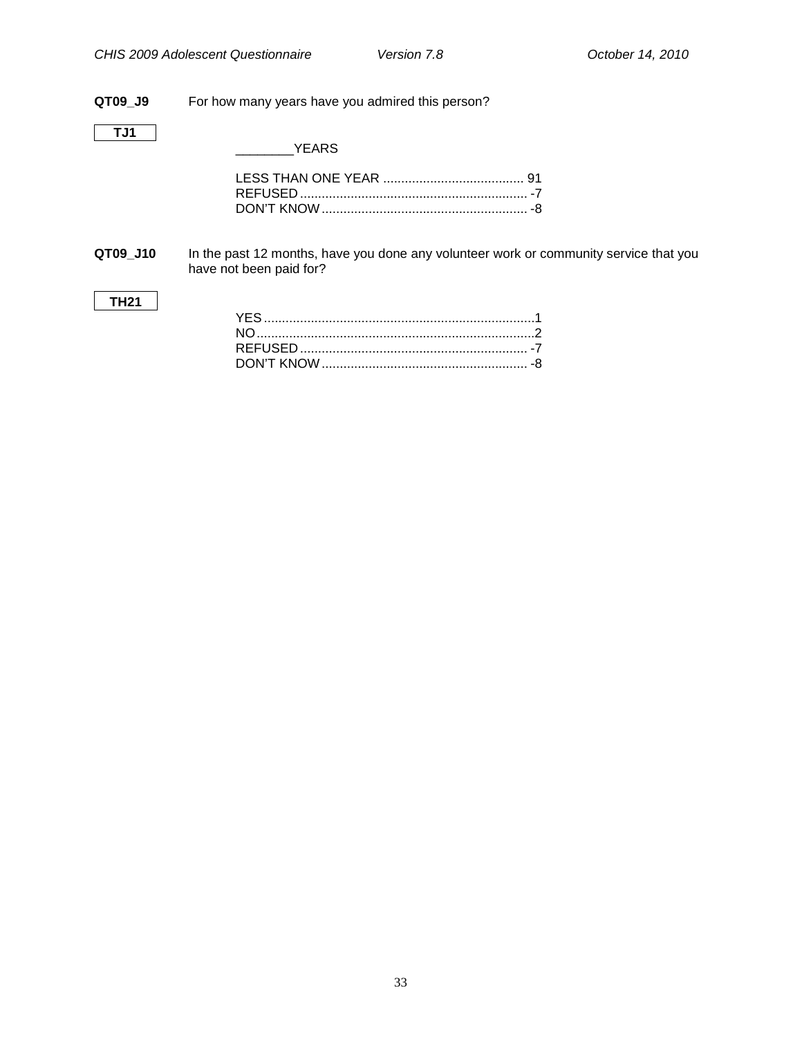**QT09_J9** For how many years have you admired this person?

**TJ1**

________YEARS

LESS THAN ONE YEAR ....................................... 91
REFUSED ............................................................... -7
DON'T KNOW ......................................................... -8

**QT09_J10** In the past 12 months, have you done any volunteer work or community service that you have not been paid for?

**TH21**

YES ..........................................................................1
NO ............................................................................2
REFUSED ............................................................... -7
DON'T KNOW ......................................................... -8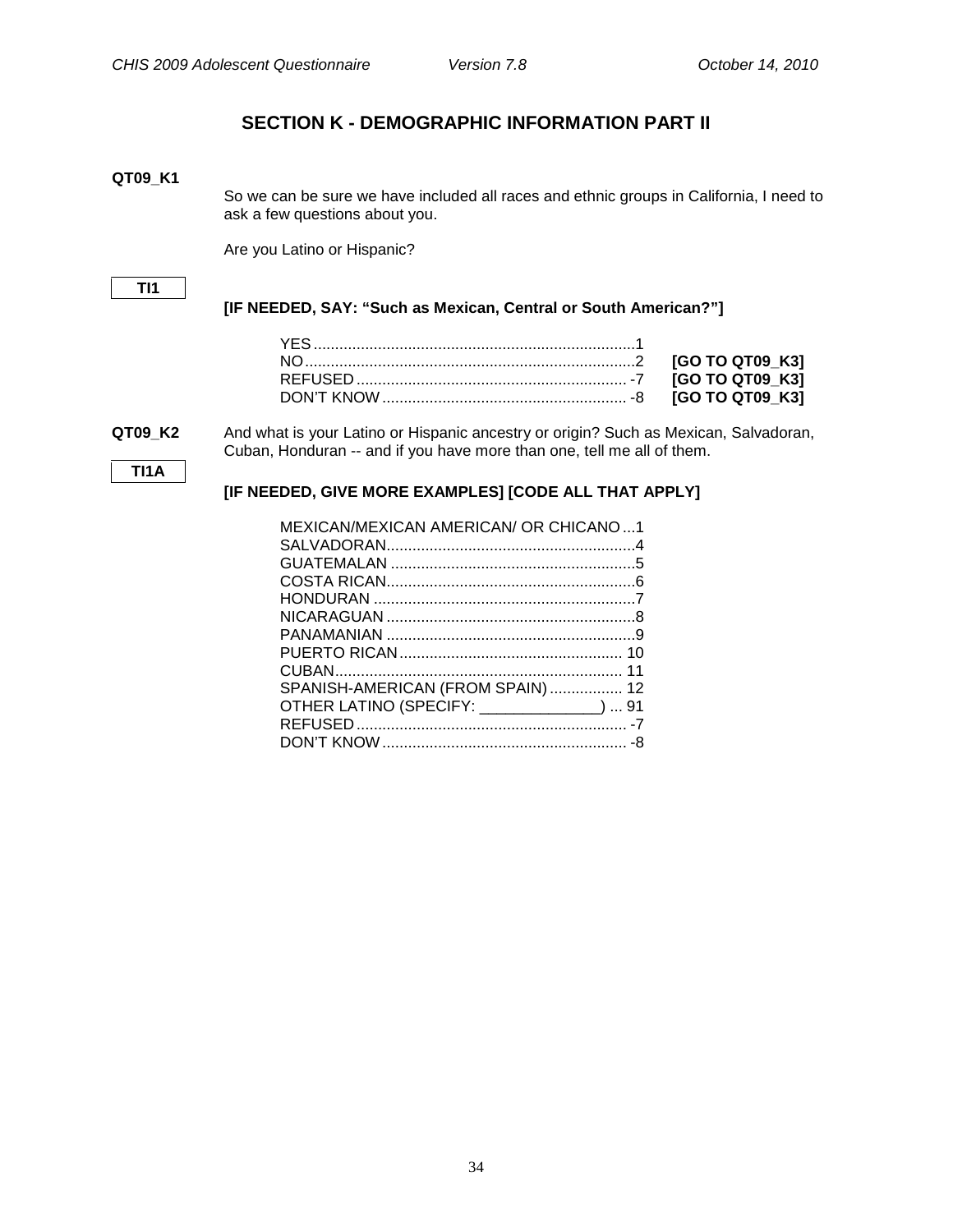## SECTION K - DEMOGRAPHIC INFORMATION PART II

**QT09_K1**

So we can be sure we have included all races and ethnic groups in California, I need to ask a few questions about you.

Are you Latino or Hispanic?

**TI1**

**[IF NEEDED, SAY: "Such as Mexican, Central or South American?"]**

| | | |
|---|---|---|
| YES | 1 | |
| NO | 2 | **[GO TO QT09_K3]** |
| REFUSED | -7 | **[GO TO QT09_K3]** |
| DON'T KNOW | -8 | **[GO TO QT09_K3]** |

**QT09_K2** And what is your Latino or Hispanic ancestry or origin? Such as Mexican, Salvadoran, Cuban, Honduran -- and if you have more than one, tell me all of them.

**TI1A**

**[IF NEEDED, GIVE MORE EXAMPLES] [CODE ALL THAT APPLY]**

| | |
|---|---|
| MEXICAN/MEXICAN AMERICAN/ OR CHICANO | 1 |
| SALVADORAN | 4 |
| GUATEMALAN | 5 |
| COSTA RICAN | 6 |
| HONDURAN | 7 |
| NICARAGUAN | 8 |
| PANAMANIAN | 9 |
| PUERTO RICAN | 10 |
| CUBAN | 11 |
| SPANISH-AMERICAN (FROM SPAIN) | 12 |
| OTHER LATINO (SPECIFY: ______________) | 91 |
| REFUSED | -7 |
| DON'T KNOW | -8 |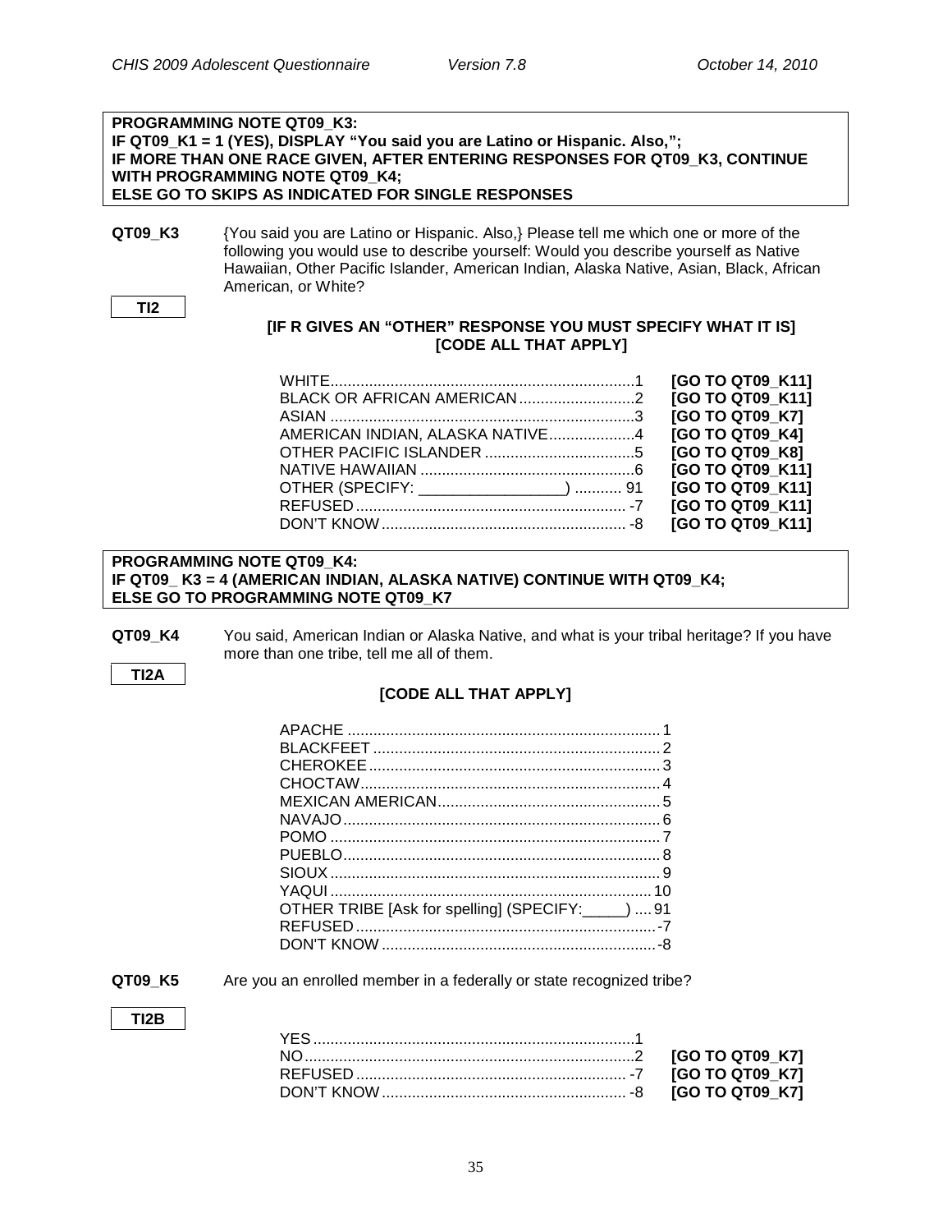**PROGRAMMING NOTE QT09_K3:**
**IF QT09_K1 = 1 (YES), DISPLAY "You said you are Latino or Hispanic. Also,";**
**IF MORE THAN ONE RACE GIVEN, AFTER ENTERING RESPONSES FOR QT09_K3, CONTINUE WITH PROGRAMMING NOTE QT09_K4;**
**ELSE GO TO SKIPS AS INDICATED FOR SINGLE RESPONSES**

**QT09_K3** {You said you are Latino or Hispanic. Also,} Please tell me which one or more of the following you would use to describe yourself: Would you describe yourself as Native Hawaiian, Other Pacific Islander, American Indian, Alaska Native, Asian, Black, African American, or White?

**TI2**

**[IF R GIVES AN "OTHER" RESPONSE YOU MUST SPECIFY WHAT IT IS]**
**[CODE ALL THAT APPLY]**

| Response | Code | Skip |
|---|---|---|
| WHITE | 1 | **[GO TO QT09_K11]** |
| BLACK OR AFRICAN AMERICAN | 2 | **[GO TO QT09_K11]** |
| ASIAN | 3 | **[GO TO QT09_K7]** |
| AMERICAN INDIAN, ALASKA NATIVE | 4 | **[GO TO QT09_K4]** |
| OTHER PACIFIC ISLANDER | 5 | **[GO TO QT09_K8]** |
| NATIVE HAWAIIAN | 6 | **[GO TO QT09_K11]** |
| OTHER (SPECIFY: ________________) | 91 | **[GO TO QT09_K11]** |
| REFUSED | -7 | **[GO TO QT09_K11]** |
| DON'T KNOW | -8 | **[GO TO QT09_K11]** |

**PROGRAMMING NOTE QT09_K4:**
**IF QT09_ K3 = 4 (AMERICAN INDIAN, ALASKA NATIVE) CONTINUE WITH QT09_K4;**
**ELSE GO TO PROGRAMMING NOTE QT09_K7**

**QT09_K4** You said, American Indian or Alaska Native, and what is your tribal heritage? If you have more than one tribe, tell me all of them.

**TI2A**

**[CODE ALL THAT APPLY]**

| Response | Code |
|---|---|
| APACHE | 1 |
| BLACKFEET | 2 |
| CHEROKEE | 3 |
| CHOCTAW | 4 |
| MEXICAN AMERICAN | 5 |
| NAVAJO | 6 |
| POMO | 7 |
| PUEBLO | 8 |
| SIOUX | 9 |
| YAQUI | 10 |
| OTHER TRIBE [Ask for spelling] (SPECIFY:_____) | 91 |
| REFUSED | -7 |
| DON'T KNOW | -8 |

**QT09_K5** Are you an enrolled member in a federally or state recognized tribe?

**TI2B**

| Response | Code | Skip |
|---|---|---|
| YES | 1 | |
| NO | 2 | **[GO TO QT09_K7]** |
| REFUSED | -7 | **[GO TO QT09_K7]** |
| DON'T KNOW | -8 | **[GO TO QT09_K7]** |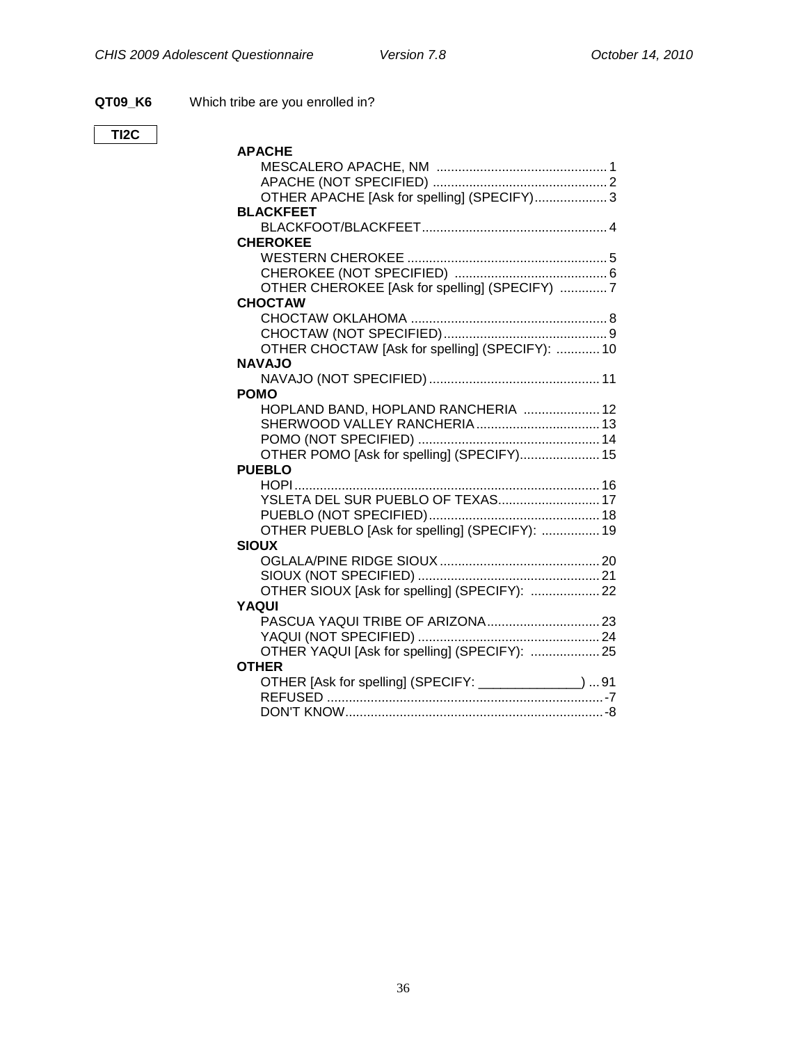**QT09_K6** Which tribe are you enrolled in?

TI2C

**APACHE**

MESCALERO APACHE, NM ............................................... 1
APACHE (NOT SPECIFIED) ................................................ 2
OTHER APACHE [Ask for spelling] (SPECIFY).................... 3

**BLACKFEET**

BLACKFOOT/BLACKFEET................................................... 4

**CHEROKEE**

WESTERN CHEROKEE ....................................................... 5
CHEROKEE (NOT SPECIFIED) .......................................... 6
OTHER CHEROKEE [Ask for spelling] (SPECIFY) ............. 7

**CHOCTAW**

CHOCTAW OKLAHOMA ...................................................... 8
CHOCTAW (NOT SPECIFIED)............................................. 9
OTHER CHOCTAW [Ask for spelling] (SPECIFY): ............ 10

**NAVAJO**

NAVAJO (NOT SPECIFIED) ............................................... 11

**POMO**

HOPLAND BAND, HOPLAND RANCHERIA ..................... 12
SHERWOOD VALLEY RANCHERIA .................................. 13
POMO (NOT SPECIFIED) .................................................. 14
OTHER POMO [Ask for spelling] (SPECIFY)...................... 15

**PUEBLO**

HOPI.................................................................................... 16
YSLETA DEL SUR PUEBLO OF TEXAS............................ 17
PUEBLO (NOT SPECIFIED)............................................... 18
OTHER PUEBLO [Ask for spelling] (SPECIFY): ................ 19

**SIOUX**

OGLALA/PINE RIDGE SIOUX ............................................ 20
SIOUX (NOT SPECIFIED) .................................................. 21
OTHER SIOUX [Ask for spelling] (SPECIFY): ................... 22

**YAQUI**

PASCUA YAQUI TRIBE OF ARIZONA............................... 23
YAQUI (NOT SPECIFIED) .................................................. 24
OTHER YAQUI [Ask for spelling] (SPECIFY): ................... 25

**OTHER**

OTHER [Ask for spelling] (SPECIFY: ______________) ... 91
REFUSED ............................................................................ -7
DON'T KNOW....................................................................... -8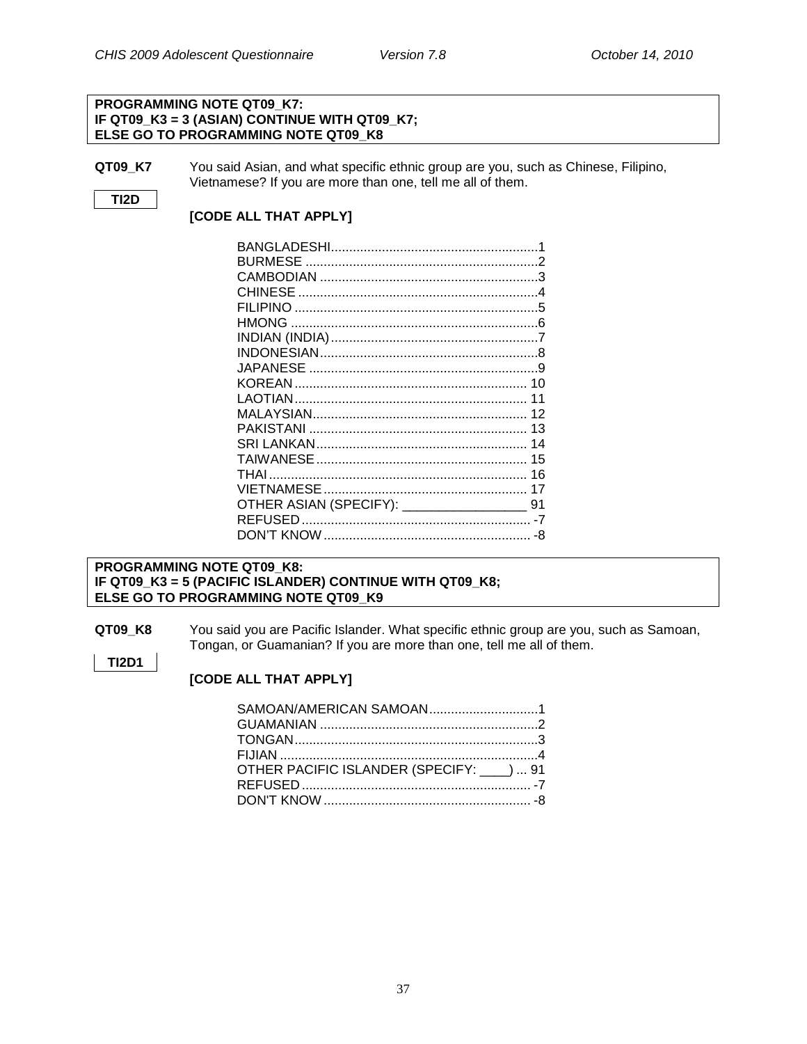**PROGRAMMING NOTE QT09_K7:**
**IF QT09_K3 = 3 (ASIAN) CONTINUE WITH QT09_K7;**
**ELSE GO TO PROGRAMMING NOTE QT09_K8**

**QT09_K7** You said Asian, and what specific ethnic group are you, such as Chinese, Filipino, Vietnamese? If you are more than one, tell me all of them.

**TI2D**

**[CODE ALL THAT APPLY]**

BANGLADESHI.........................................................1
BURMESE ................................................................2
CAMBODIAN ............................................................3
CHINESE .................................................................4
FILIPINO ..................................................................5
HMONG ...................................................................6
INDIAN (INDIA).........................................................7
INDONESIAN............................................................8
JAPANESE ..............................................................9
KOREAN ................................................................ 10
LAOTIAN................................................................ 11
MALAYSIAN........................................................... 12
PAKISTANI ............................................................ 13
SRI LANKAN.......................................................... 14
TAIWANESE.......................................................... 15
THAI ....................................................................... 16
VIETNAMESE........................................................ 17
OTHER ASIAN (SPECIFY): _________________ 91
REFUSED ............................................................... -7
DON'T KNOW ......................................................... -8

**PROGRAMMING NOTE QT09_K8:**
**IF QT09_K3 = 5 (PACIFIC ISLANDER) CONTINUE WITH QT09_K8;**
**ELSE GO TO PROGRAMMING NOTE QT09_K9**

**QT09_K8** You said you are Pacific Islander. What specific ethnic group are you, such as Samoan, Tongan, or Guamanian? If you are more than one, tell me all of them.

**TI2D1**

**[CODE ALL THAT APPLY]**

SAMOAN/AMERICAN SAMOAN..............................1
GUAMANIAN ............................................................2
TONGAN..................................................................3
FIJIAN .......................................................................4
OTHER PACIFIC ISLANDER (SPECIFY: ____) ... 91
REFUSED ............................................................... -7
DON'T KNOW ......................................................... -8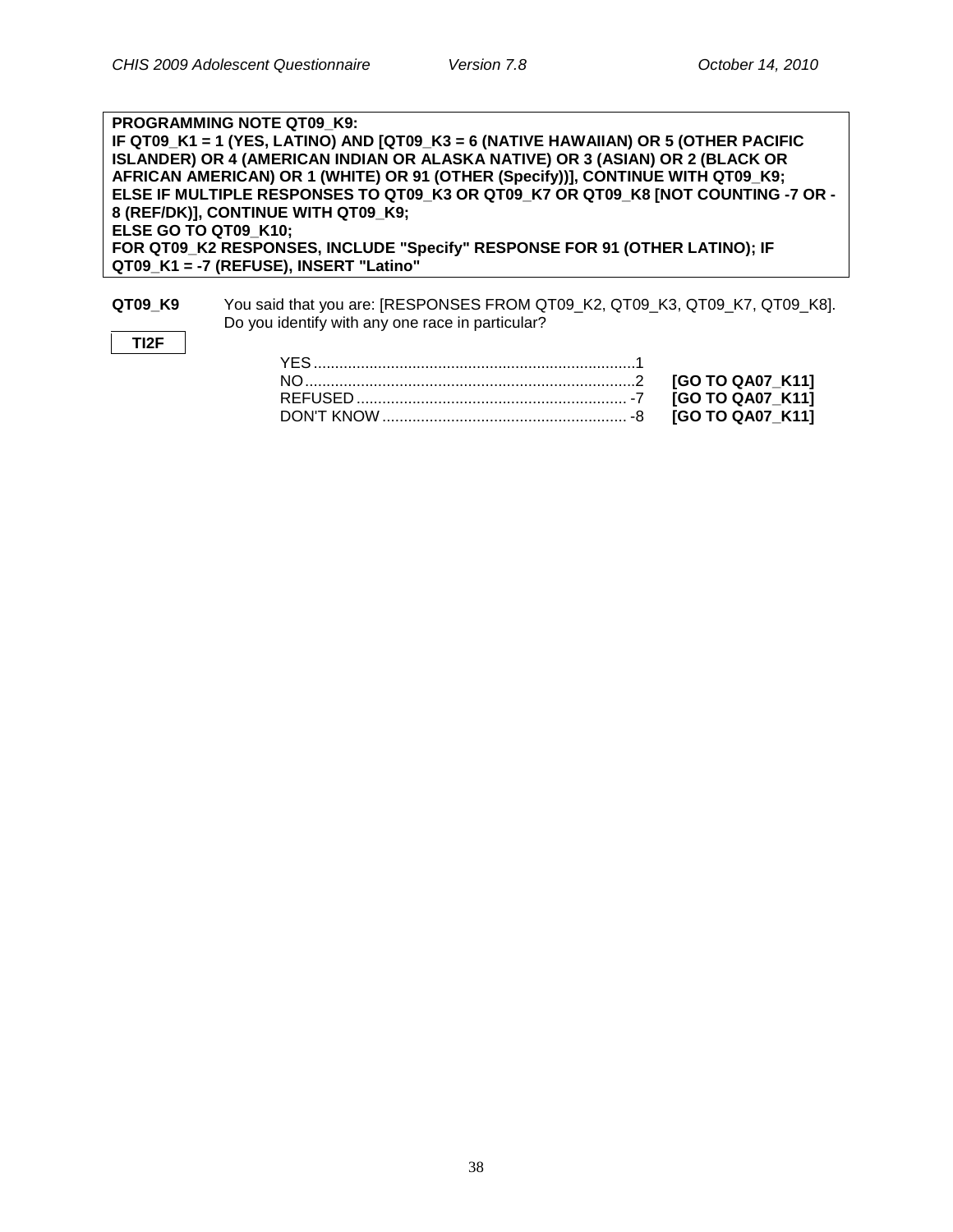**PROGRAMMING NOTE QT09_K9:**
**IF QT09_K1 = 1 (YES, LATINO) AND [QT09_K3 = 6 (NATIVE HAWAIIAN) OR 5 (OTHER PACIFIC ISLANDER) OR 4 (AMERICAN INDIAN OR ALASKA NATIVE) OR 3 (ASIAN) OR 2 (BLACK OR AFRICAN AMERICAN) OR 1 (WHITE) OR 91 (OTHER (Specify))], CONTINUE WITH QT09_K9;**
**ELSE IF MULTIPLE RESPONSES TO QT09_K3 OR QT09_K7 OR QT09_K8 [NOT COUNTING -7 OR -8 (REF/DK)], CONTINUE WITH QT09_K9;**
**ELSE GO TO QT09_K10;**
**FOR QT09_K2 RESPONSES, INCLUDE "Specify" RESPONSE FOR 91 (OTHER LATINO); IF QT09_K1 = -7 (REFUSE), INSERT "Latino"**

**QT09_K9** You said that you are: [RESPONSES FROM QT09_K2, QT09_K3, QT09_K7, QT09_K8]. Do you identify with any one race in particular?

**TI2F**

| | | |
|---|---|---|
| YES | 1 | |
| NO | 2 | **[GO TO QA07_K11]** |
| REFUSED | -7 | **[GO TO QA07_K11]** |
| DON'T KNOW | -8 | **[GO TO QA07_K11]** |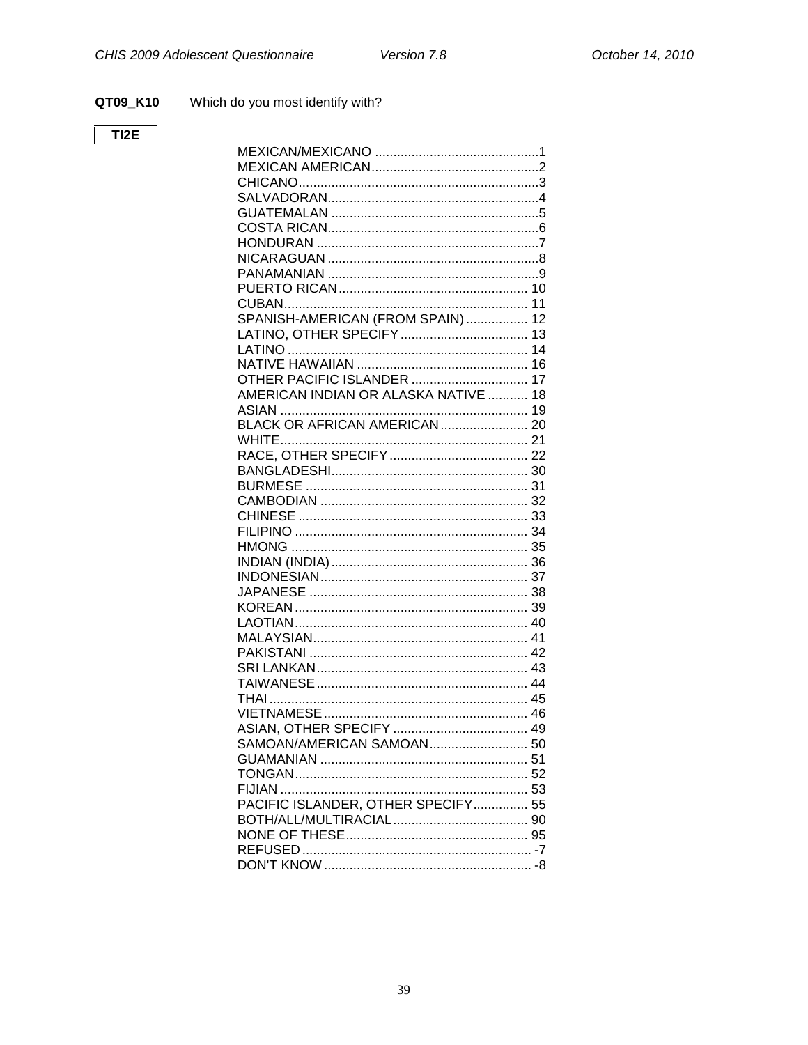**QT09_K10** Which do you most identify with?

TI2E

| | |
|---|---|
| MEXICAN/MEXICANO | 1 |
| MEXICAN AMERICAN | 2 |
| CHICANO | 3 |
| SALVADORAN | 4 |
| GUATEMALAN | 5 |
| COSTA RICAN | 6 |
| HONDURAN | 7 |
| NICARAGUAN | 8 |
| PANAMANIAN | 9 |
| PUERTO RICAN | 10 |
| CUBAN | 11 |
| SPANISH-AMERICAN (FROM SPAIN) | 12 |
| LATINO, OTHER SPECIFY | 13 |
| LATINO | 14 |
| NATIVE HAWAIIAN | 16 |
| OTHER PACIFIC ISLANDER | 17 |
| AMERICAN INDIAN OR ALASKA NATIVE | 18 |
| ASIAN | 19 |
| BLACK OR AFRICAN AMERICAN | 20 |
| WHITE | 21 |
| RACE, OTHER SPECIFY | 22 |
| BANGLADESHI | 30 |
| BURMESE | 31 |
| CAMBODIAN | 32 |
| CHINESE | 33 |
| FILIPINO | 34 |
| HMONG | 35 |
| INDIAN (INDIA) | 36 |
| INDONESIAN | 37 |
| JAPANESE | 38 |
| KOREAN | 39 |
| LAOTIAN | 40 |
| MALAYSIAN | 41 |
| PAKISTANI | 42 |
| SRI LANKAN | 43 |
| TAIWANESE | 44 |
| THAI | 45 |
| VIETNAMESE | 46 |
| ASIAN, OTHER SPECIFY | 49 |
| SAMOAN/AMERICAN SAMOAN | 50 |
| GUAMANIAN | 51 |
| TONGAN | 52 |
| FIJIAN | 53 |
| PACIFIC ISLANDER, OTHER SPECIFY | 55 |
| BOTH/ALL/MULTIRACIAL | 90 |
| NONE OF THESE | 95 |
| REFUSED | -7 |
| DON'T KNOW | -8 |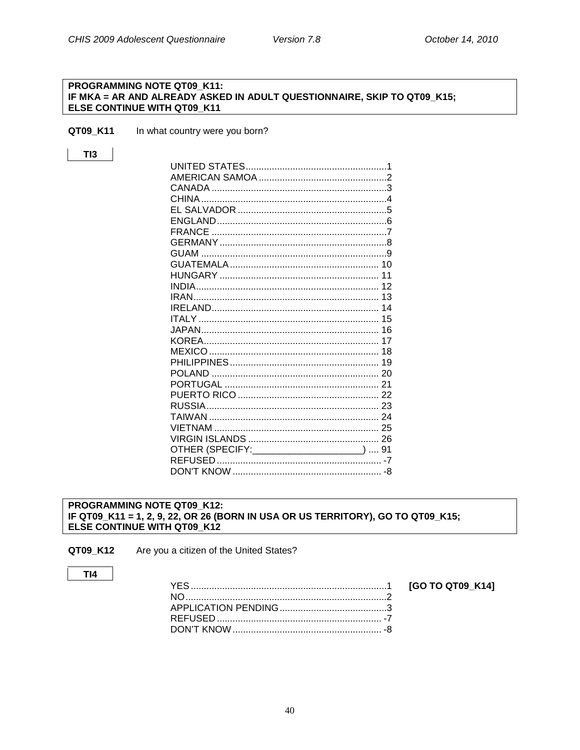**PROGRAMMING NOTE QT09_K11:**
**IF MKA = AR AND ALREADY ASKED IN ADULT QUESTIONNAIRE, SKIP TO QT09_K15;**
**ELSE CONTINUE WITH QT09_K11**

**QT09_K11** In what country were you born?

**TI3**

| | |
|---|---|
| UNITED STATES | 1 |
| AMERICAN SAMOA | 2 |
| CANADA | 3 |
| CHINA | 4 |
| EL SALVADOR | 5 |
| ENGLAND | 6 |
| FRANCE | 7 |
| GERMANY | 8 |
| GUAM | 9 |
| GUATEMALA | 10 |
| HUNGARY | 11 |
| INDIA | 12 |
| IRAN | 13 |
| IRELAND | 14 |
| ITALY | 15 |
| JAPAN | 16 |
| KOREA | 17 |
| MEXICO | 18 |
| PHILIPPINES | 19 |
| POLAND | 20 |
| PORTUGAL | 21 |
| PUERTO RICO | 22 |
| RUSSIA | 23 |
| TAIWAN | 24 |
| VIETNAM | 25 |
| VIRGIN ISLANDS | 26 |
| OTHER (SPECIFY:____________________) | 91 |
| REFUSED | -7 |
| DON'T KNOW | -8 |

**PROGRAMMING NOTE QT09_K12:**
**IF QT09_K11 = 1, 2, 9, 22, OR 26 (BORN IN USA OR US TERRITORY), GO TO QT09_K15;**
**ELSE CONTINUE WITH QT09_K12**

**QT09_K12** Are you a citizen of the United States?

**TI4**

| | | |
|---|---|---|
| YES | 1 | **[GO TO QT09_K14]** |
| NO | 2 | |
| APPLICATION PENDING | 3 | |
| REFUSED | -7 | |
| DON'T KNOW | -8 | |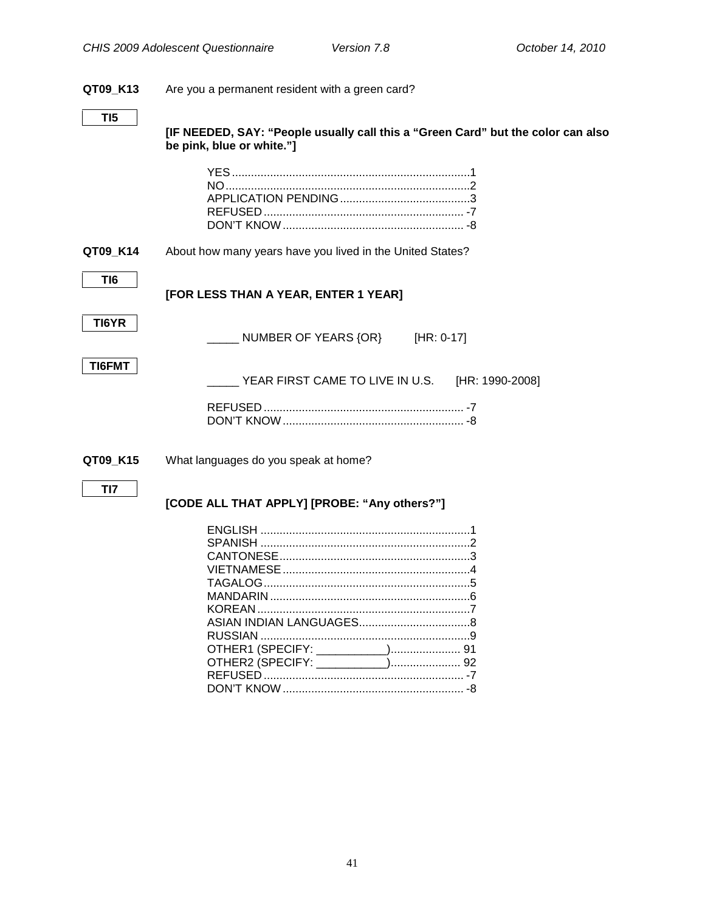**QT09_K13** Are you a permanent resident with a green card?

**TI5**

**[IF NEEDED, SAY: "People usually call this a "Green Card" but the color can also be pink, blue or white."]**

YES ........................................................................ 1
NO .......................................................................... 2
APPLICATION PENDING ......................................... 3
REFUSED ............................................................... -7
DON'T KNOW ......................................................... -8

**QT09_K14** About how many years have you lived in the United States?

**TI6**

**[FOR LESS THAN A YEAR, ENTER 1 YEAR]**

**TI6YR**

_____ NUMBER OF YEARS {OR} [HR: 0-17]

**TI6FMT**

_____ YEAR FIRST CAME TO LIVE IN U.S. [HR: 1990-2008]

REFUSED ............................................................... -7
DON'T KNOW ......................................................... -8

**QT09_K15** What languages do you speak at home?

**TI7**

**[CODE ALL THAT APPLY] [PROBE: "Any others?"]**

ENGLISH .................................................................. 1
SPANISH .................................................................. 2
CANTONESE ............................................................ 3
VIETNAMESE ........................................................... 4
TAGALOG ................................................................. 5
MANDARIN ............................................................... 6
KOREAN ................................................................... 7
ASIAN INDIAN LANGUAGES ................................... 8
RUSSIAN .................................................................. 9
OTHER1 (SPECIFY: ___________) ...................... 91
OTHER2 (SPECIFY: ___________) ...................... 92
REFUSED ............................................................... -7
DON'T KNOW ......................................................... -8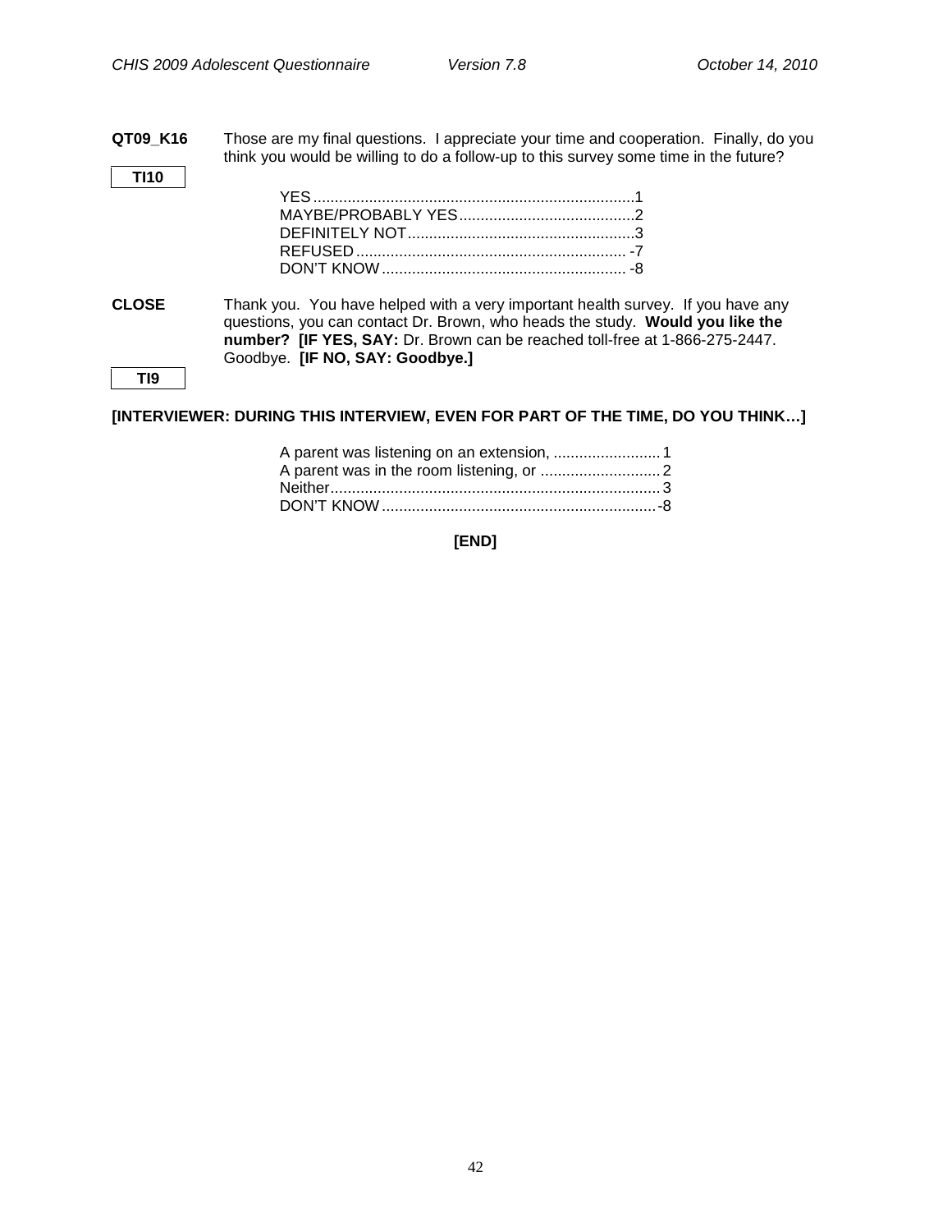**QT09_K16** Those are my final questions. I appreciate your time and cooperation. Finally, do you think you would be willing to do a follow-up to this survey some time in the future?

**TI10**

| | |
|---|---|
| YES | 1 |
| MAYBE/PROBABLY YES | 2 |
| DEFINITELY NOT | 3 |
| REFUSED | -7 |
| DON'T KNOW | -8 |

**CLOSE** Thank you. You have helped with a very important health survey. If you have any questions, you can contact Dr. Brown, who heads the study. **Would you like the number? [IF YES, SAY:** Dr. Brown can be reached toll-free at 1-866-275-2447. Goodbye. **[IF NO, SAY: Goodbye.]**

**TI9**

**[INTERVIEWER: DURING THIS INTERVIEW, EVEN FOR PART OF THE TIME, DO YOU THINK…]**

| | |
|---|---|
| A parent was listening on an extension, | 1 |
| A parent was in the room listening, or | 2 |
| Neither | 3 |
| DON'T KNOW | -8 |

**[END]**